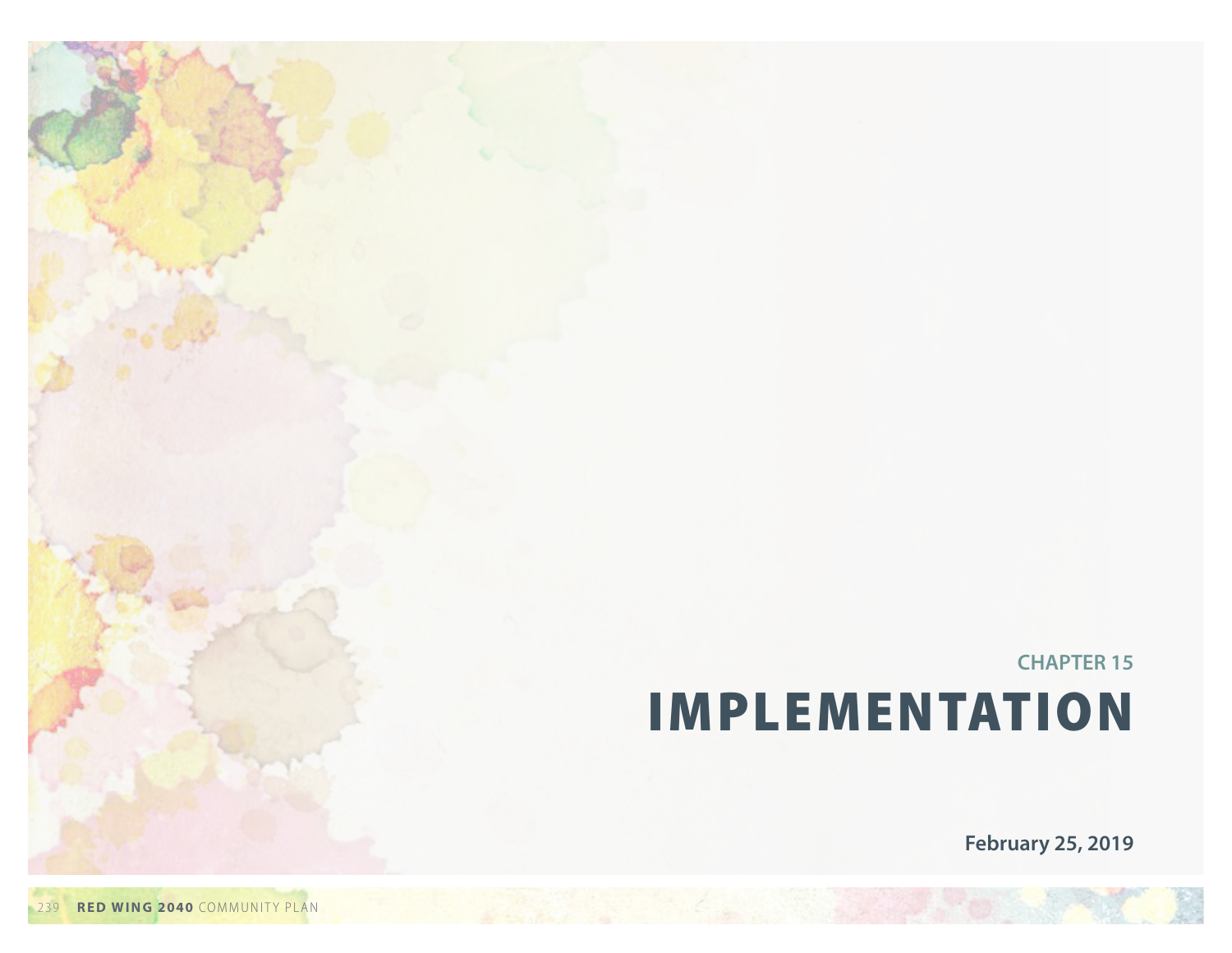CHAPTER 15

# IMPLEMENTATION

**February 25, 2019**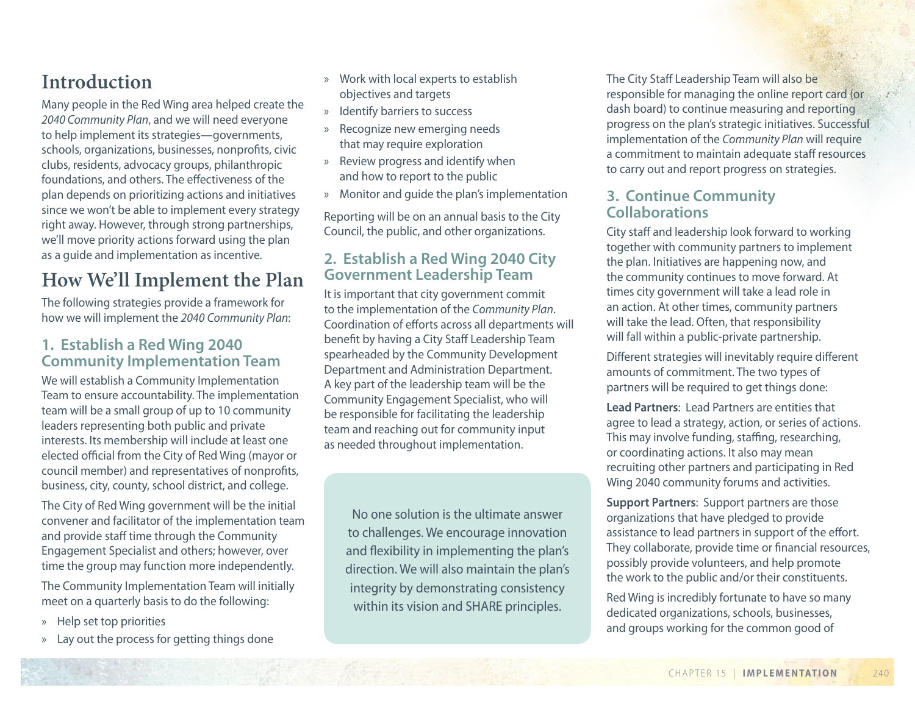## Introduction

Many people in the Red Wing area helped create the *2040 Community Plan*, and we will need everyone to help implement its strategies—governments, schools, organizations, businesses, nonprofits, civic clubs, residents, advocacy groups, philanthropic foundations, and others. The effectiveness of the plan depends on prioritizing actions and initiatives since we won't be able to implement every strategy right away. However, through strong partnerships, we'll move priority actions forward using the plan as a guide and implementation as incentive.

## How We'll Implement the Plan

The following strategies provide a framework for how we will implement the *2040 Community Plan*:

### 1. Establish a Red Wing 2040 Community Implementation Team

We will establish a Community Implementation Team to ensure accountability. The implementation team will be a small group of up to 10 community leaders representing both public and private interests. Its membership will include at least one elected official from the City of Red Wing (mayor or council member) and representatives of nonprofits, business, city, county, school district, and college.

The City of Red Wing government will be the initial convener and facilitator of the implementation team and provide staff time through the Community Engagement Specialist and others; however, over time the group may function more independently.

The Community Implementation Team will initially meet on a quarterly basis to do the following:

- Help set top priorities
- Lay out the process for getting things done
- Work with local experts to establish objectives and targets
- Identify barriers to success
- Recognize new emerging needs that may require exploration
- Review progress and identify when and how to report to the public
- Monitor and guide the plan's implementation

Reporting will be on an annual basis to the City Council, the public, and other organizations.

### 2. Establish a Red Wing 2040 City Government Leadership Team

It is important that city government commit to the implementation of the *Community Plan*. Coordination of efforts across all departments will benefit by having a City Staff Leadership Team spearheaded by the Community Development Department and Administration Department. A key part of the leadership team will be the Community Engagement Specialist, who will be responsible for facilitating the leadership team and reaching out for community input as needed throughout implementation.

> No one solution is the ultimate answer to challenges. We encourage innovation and flexibility in implementing the plan's direction. We will also maintain the plan's integrity by demonstrating consistency within its vision and SHARE principles.

The City Staff Leadership Team will also be responsible for managing the online report card (or dash board) to continue measuring and reporting progress on the plan's strategic initiatives. Successful implementation of the *Community Plan* will require a commitment to maintain adequate staff resources to carry out and report progress on strategies.

### 3. Continue Community Collaborations

City staff and leadership look forward to working together with community partners to implement the plan. Initiatives are happening now, and the community continues to move forward. At times city government will take a lead role in an action. At other times, community partners will take the lead. Often, that responsibility will fall within a public-private partnership.

Different strategies will inevitably require different amounts of commitment. The two types of partners will be required to get things done:

**Lead Partners**: Lead Partners are entities that agree to lead a strategy, action, or series of actions. This may involve funding, staffing, researching, or coordinating actions. It also may mean recruiting other partners and participating in Red Wing 2040 community forums and activities.

**Support Partners**: Support partners are those organizations that have pledged to provide assistance to lead partners in support of the effort. They collaborate, provide time or financial resources, possibly provide volunteers, and help promote the work to the public and/or their constituents.

Red Wing is incredibly fortunate to have so many dedicated organizations, schools, businesses, and groups working for the common good of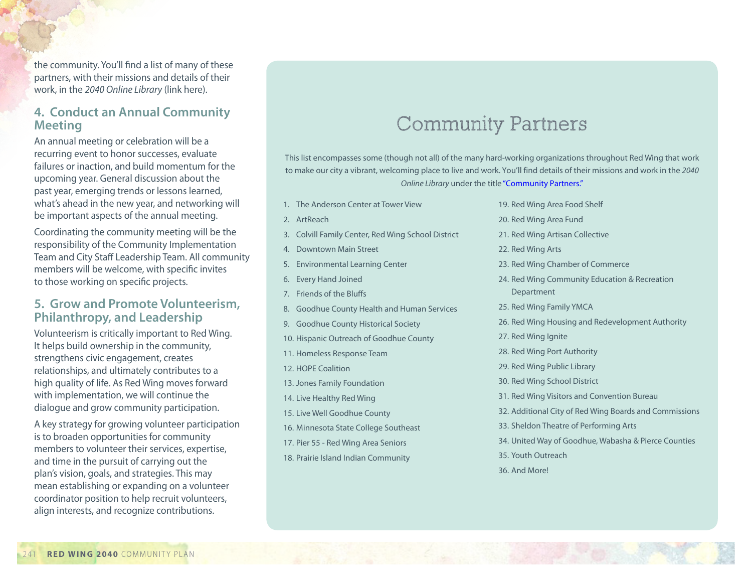the community. You'll find a list of many of these partners, with their missions and details of their work, in the *2040 Online Library* (link here).

## 4. Conduct an Annual Community Meeting

An annual meeting or celebration will be a recurring event to honor successes, evaluate failures or inaction, and build momentum for the upcoming year. General discussion about the past year, emerging trends or lessons learned, what's ahead in the new year, and networking will be important aspects of the annual meeting.

Coordinating the community meeting will be the responsibility of the Community Implementation Team and City Staff Leadership Team. All community members will be welcome, with specific invites to those working on specific projects.

## 5. Grow and Promote Volunteerism, Philanthropy, and Leadership

Volunteerism is critically important to Red Wing. It helps build ownership in the community, strengthens civic engagement, creates relationships, and ultimately contributes to a high quality of life. As Red Wing moves forward with implementation, we will continue the dialogue and grow community participation.

A key strategy for growing volunteer participation is to broaden opportunities for community members to volunteer their services, expertise, and time in the pursuit of carrying out the plan's vision, goals, and strategies. This may mean establishing or expanding on a volunteer coordinator position to help recruit volunteers, align interests, and recognize contributions.

# Community Partners

This list encompasses some (though not all) of the many hard-working organizations throughout Red Wing that work to make our city a vibrant, welcoming place to live and work. You'll find details of their missions and work in the *2040 Online Library* under the title "Community Partners."

1. The Anderson Center at Tower View
2. ArtReach
3. Colvill Family Center, Red Wing School District
4. Downtown Main Street
5. Environmental Learning Center
6. Every Hand Joined
7. Friends of the Bluffs
8. Goodhue County Health and Human Services
9. Goodhue County Historical Society
10. Hispanic Outreach of Goodhue County
11. Homeless Response Team
12. HOPE Coalition
13. Jones Family Foundation
14. Live Healthy Red Wing
15. Live Well Goodhue County
16. Minnesota State College Southeast
17. Pier 55 - Red Wing Area Seniors
18. Prairie Island Indian Community
19. Red Wing Area Food Shelf
20. Red Wing Area Fund
21. Red Wing Artisan Collective
22. Red Wing Arts
23. Red Wing Chamber of Commerce
24. Red Wing Community Education & Recreation Department
25. Red Wing Family YMCA
26. Red Wing Housing and Redevelopment Authority
27. Red Wing Ignite
28. Red Wing Port Authority
29. Red Wing Public Library
30. Red Wing School District
31. Red Wing Visitors and Convention Bureau
32. Additional City of Red Wing Boards and Commissions
33. Sheldon Theatre of Performing Arts
34. United Way of Goodhue, Wabasha & Pierce Counties
35. Youth Outreach
36. And More!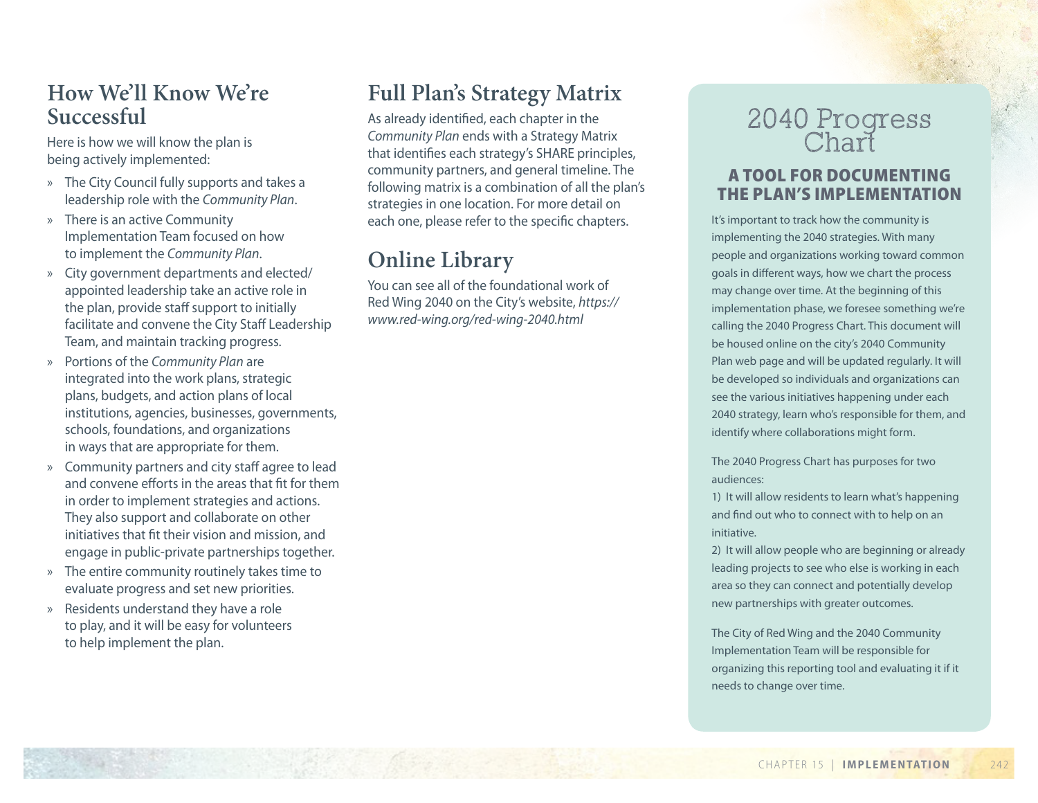## How We'll Know We're Successful

Here is how we will know the plan is being actively implemented:

- The City Council fully supports and takes a leadership role with the *Community Plan*.
- There is an active Community Implementation Team focused on how to implement the *Community Plan*.
- City government departments and elected/appointed leadership take an active role in the plan, provide staff support to initially facilitate and convene the City Staff Leadership Team, and maintain tracking progress.
- Portions of the *Community Plan* are integrated into the work plans, strategic plans, budgets, and action plans of local institutions, agencies, businesses, governments, schools, foundations, and organizations in ways that are appropriate for them.
- Community partners and city staff agree to lead and convene efforts in the areas that fit for them in order to implement strategies and actions. They also support and collaborate on other initiatives that fit their vision and mission, and engage in public-private partnerships together.
- The entire community routinely takes time to evaluate progress and set new priorities.
- Residents understand they have a role to play, and it will be easy for volunteers to help implement the plan.

## Full Plan's Strategy Matrix

As already identified, each chapter in the *Community Plan* ends with a Strategy Matrix that identifies each strategy's SHARE principles, community partners, and general timeline. The following matrix is a combination of all the plan's strategies in one location. For more detail on each one, please refer to the specific chapters.

## Online Library

You can see all of the foundational work of Red Wing 2040 on the City's website, *https://www.red-wing.org/red-wing-2040.html*

## 2040 Progress Chart

### A TOOL FOR DOCUMENTING THE PLAN'S IMPLEMENTATION

It's important to track how the community is implementing the 2040 strategies. With many people and organizations working toward common goals in different ways, how we chart the process may change over time. At the beginning of this implementation phase, we foresee something we're calling the 2040 Progress Chart. This document will be housed online on the city's 2040 Community Plan web page and will be updated regularly. It will be developed so individuals and organizations can see the various initiatives happening under each 2040 strategy, learn who's responsible for them, and identify where collaborations might form.

The 2040 Progress Chart has purposes for two audiences:

1) It will allow residents to learn what's happening and find out who to connect with to help on an initiative.

2) It will allow people who are beginning or already leading projects to see who else is working in each area so they can connect and potentially develop new partnerships with greater outcomes.

The City of Red Wing and the 2040 Community Implementation Team will be responsible for organizing this reporting tool and evaluating it if it needs to change over time.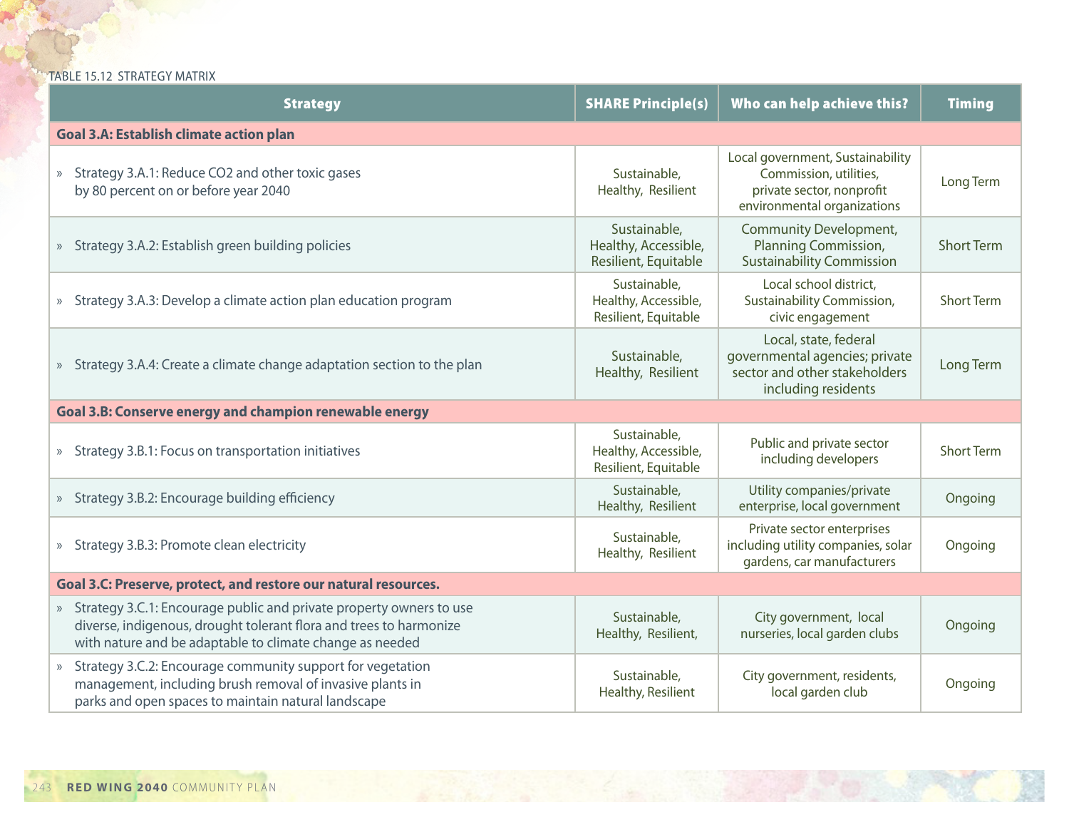TABLE 15.12 STRATEGY MATRIX

| Strategy | SHARE Principle(s) | Who can help achieve this? | Timing |
|---|---|---|---|
| **Goal 3.A: Establish climate action plan** | | | |
| » Strategy 3.A.1: Reduce CO2 and other toxic gases by 80 percent on or before year 2040 | Sustainable, Healthy, Resilient | Local government, Sustainability Commission, utilities, private sector, nonprofit environmental organizations | Long Term |
| » Strategy 3.A.2: Establish green building policies | Sustainable, Healthy, Accessible, Resilient, Equitable | Community Development, Planning Commission, Sustainability Commission | Short Term |
| » Strategy 3.A.3: Develop a climate action plan education program | Sustainable, Healthy, Accessible, Resilient, Equitable | Local school district, Sustainability Commission, civic engagement | Short Term |
| » Strategy 3.A.4: Create a climate change adaptation section to the plan | Sustainable, Healthy, Resilient | Local, state, federal governmental agencies; private sector and other stakeholders including residents | Long Term |
| **Goal 3.B: Conserve energy and champion renewable energy** | | | |
| » Strategy 3.B.1: Focus on transportation initiatives | Sustainable, Healthy, Accessible, Resilient, Equitable | Public and private sector including developers | Short Term |
| » Strategy 3.B.2: Encourage building efficiency | Sustainable, Healthy, Resilient | Utility companies/private enterprise, local government | Ongoing |
| » Strategy 3.B.3: Promote clean electricity | Sustainable, Healthy, Resilient | Private sector enterprises including utility companies, solar gardens, car manufacturers | Ongoing |
| **Goal 3.C: Preserve, protect, and restore our natural resources.** | | | |
| » Strategy 3.C.1: Encourage public and private property owners to use diverse, indigenous, drought tolerant flora and trees to harmonize with nature and be adaptable to climate change as needed | Sustainable, Healthy, Resilient, | City government, local nurseries, local garden clubs | Ongoing |
| » Strategy 3.C.2: Encourage community support for vegetation management, including brush removal of invasive plants in parks and open spaces to maintain natural landscape | Sustainable, Healthy, Resilient | City government, residents, local garden club | Ongoing |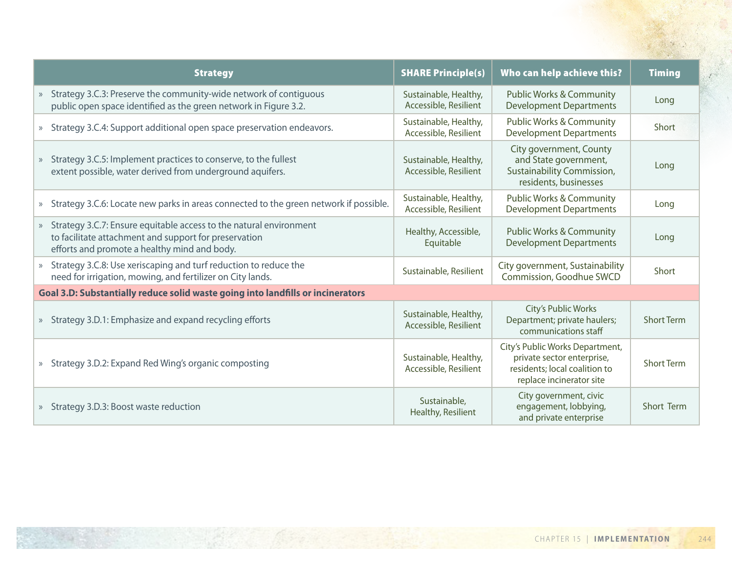| Strategy | SHARE Principle(s) | Who can help achieve this? | Timing |
|---|---|---|---|
| » Strategy 3.C.3: Preserve the community-wide network of contiguous public open space identified as the green network in Figure 3.2. | Sustainable, Healthy, Accessible, Resilient | Public Works & Community Development Departments | Long |
| » Strategy 3.C.4: Support additional open space preservation endeavors. | Sustainable, Healthy, Accessible, Resilient | Public Works & Community Development Departments | Short |
| » Strategy 3.C.5: Implement practices to conserve, to the fullest extent possible, water derived from underground aquifers. | Sustainable, Healthy, Accessible, Resilient | City government, County and State government, Sustainability Commission, residents, businesses | Long |
| » Strategy 3.C.6: Locate new parks in areas connected to the green network if possible. | Sustainable, Healthy, Accessible, Resilient | Public Works & Community Development Departments | Long |
| » Strategy 3.C.7: Ensure equitable access to the natural environment to facilitate attachment and support for preservation efforts and promote a healthy mind and body. | Healthy, Accessible, Equitable | Public Works & Community Development Departments | Long |
| » Strategy 3.C.8: Use xeriscaping and turf reduction to reduce the need for irrigation, mowing, and fertilizer on City lands. | Sustainable, Resilient | City government, Sustainability Commission, Goodhue SWCD | Short |
| **Goal 3.D: Substantially reduce solid waste going into landfills or incinerators** | | | |
| » Strategy 3.D.1: Emphasize and expand recycling efforts | Sustainable, Healthy, Accessible, Resilient | City's Public Works Department; private haulers; communications staff | Short Term |
| » Strategy 3.D.2: Expand Red Wing's organic composting | Sustainable, Healthy, Accessible, Resilient | City's Public Works Department, private sector enterprise, residents; local coalition to replace incinerator site | Short Term |
| » Strategy 3.D.3: Boost waste reduction | Sustainable, Healthy, Resilient | City government, civic engagement, lobbying, and private enterprise | Short Term |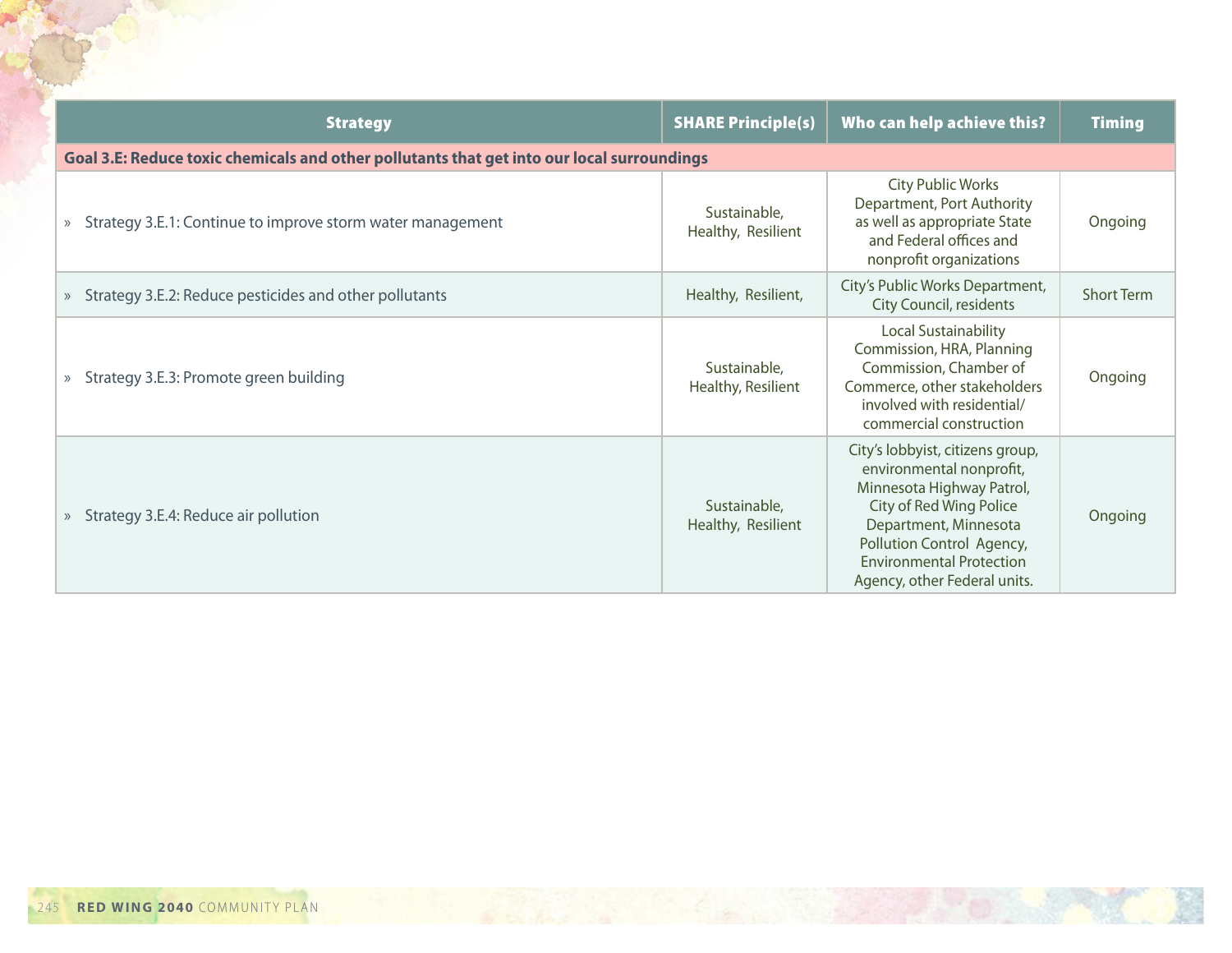| Strategy | SHARE Principle(s) | Who can help achieve this? | Timing |
|---|---|---|---|
| **Goal 3.E: Reduce toxic chemicals and other pollutants that get into our local surroundings** | | | |
| » Strategy 3.E.1: Continue to improve storm water management | Sustainable, Healthy, Resilient | City Public Works Department, Port Authority as well as appropriate State and Federal offices and nonprofit organizations | Ongoing |
| » Strategy 3.E.2: Reduce pesticides and other pollutants | Healthy, Resilient, | City's Public Works Department, City Council, residents | Short Term |
| » Strategy 3.E.3: Promote green building | Sustainable, Healthy, Resilient | Local Sustainability Commission, HRA, Planning Commission, Chamber of Commerce, other stakeholders involved with residential/ commercial construction | Ongoing |
| » Strategy 3.E.4: Reduce air pollution | Sustainable, Healthy, Resilient | City's lobbyist, citizens group, environmental nonprofit, Minnesota Highway Patrol, City of Red Wing Police Department, Minnesota Pollution Control Agency, Environmental Protection Agency, other Federal units. | Ongoing |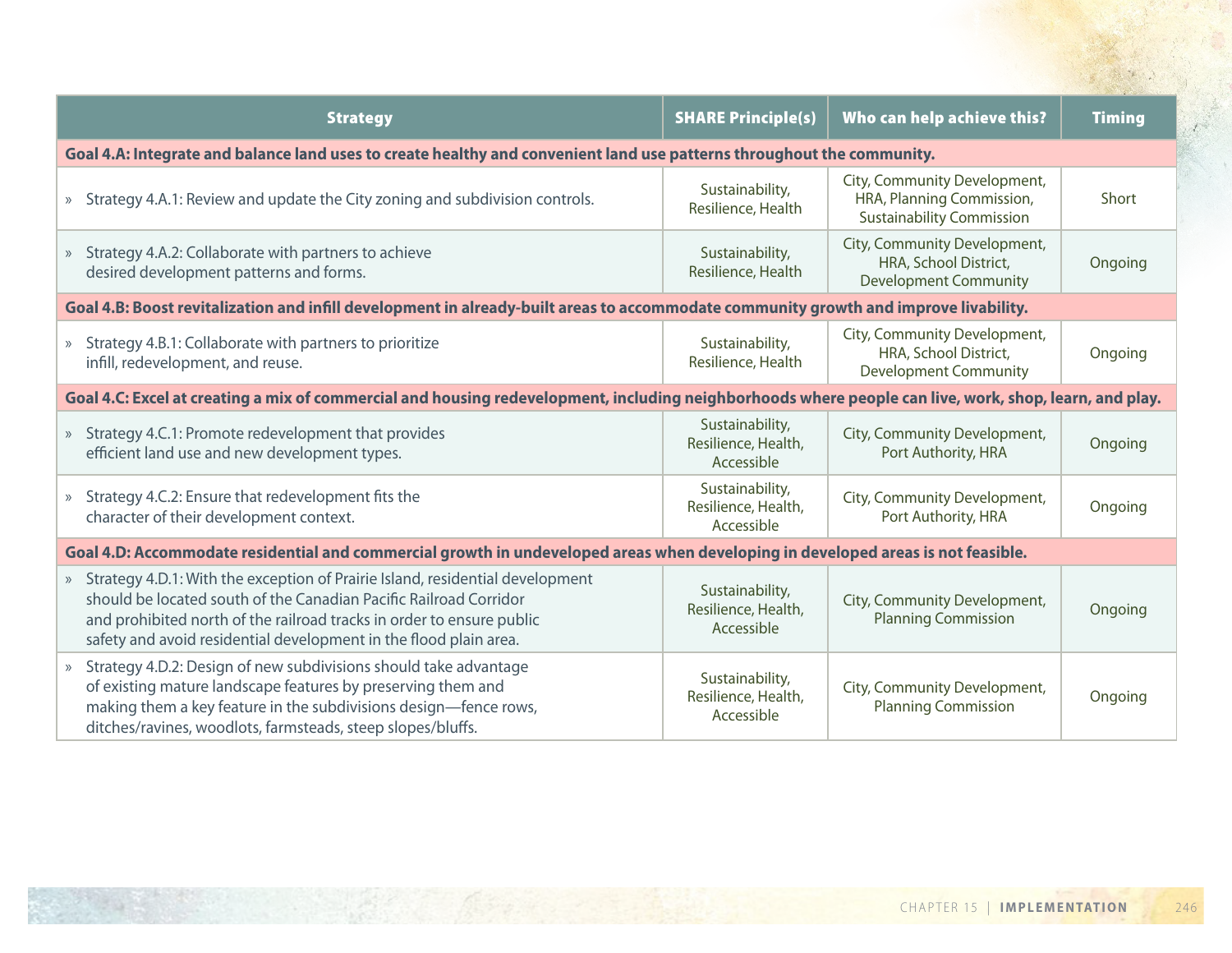| Strategy | SHARE Principle(s) | Who can help achieve this? | Timing |
|---|---|---|---|
| **Goal 4.A: Integrate and balance land uses to create healthy and convenient land use patterns throughout the community.** | | | |
| » Strategy 4.A.1: Review and update the City zoning and subdivision controls. | Sustainability, Resilience, Health | City, Community Development, HRA, Planning Commission, Sustainability Commission | Short |
| » Strategy 4.A.2: Collaborate with partners to achieve desired development patterns and forms. | Sustainability, Resilience, Health | City, Community Development, HRA, School District, Development Community | Ongoing |
| **Goal 4.B: Boost revitalization and infill development in already-built areas to accommodate community growth and improve livability.** | | | |
| » Strategy 4.B.1: Collaborate with partners to prioritize infill, redevelopment, and reuse. | Sustainability, Resilience, Health | City, Community Development, HRA, School District, Development Community | Ongoing |
| **Goal 4.C: Excel at creating a mix of commercial and housing redevelopment, including neighborhoods where people can live, work, shop, learn, and play.** | | | |
| » Strategy 4.C.1: Promote redevelopment that provides efficient land use and new development types. | Sustainability, Resilience, Health, Accessible | City, Community Development, Port Authority, HRA | Ongoing |
| » Strategy 4.C.2: Ensure that redevelopment fits the character of their development context. | Sustainability, Resilience, Health, Accessible | City, Community Development, Port Authority, HRA | Ongoing |
| **Goal 4.D: Accommodate residential and commercial growth in undeveloped areas when developing in developed areas is not feasible.** | | | |
| » Strategy 4.D.1: With the exception of Prairie Island, residential development should be located south of the Canadian Pacific Railroad Corridor and prohibited north of the railroad tracks in order to ensure public safety and avoid residential development in the flood plain area. | Sustainability, Resilience, Health, Accessible | City, Community Development, Planning Commission | Ongoing |
| » Strategy 4.D.2: Design of new subdivisions should take advantage of existing mature landscape features by preserving them and making them a key feature in the subdivisions design—fence rows, ditches/ravines, woodlots, farmsteads, steep slopes/bluffs. | Sustainability, Resilience, Health, Accessible | City, Community Development, Planning Commission | Ongoing |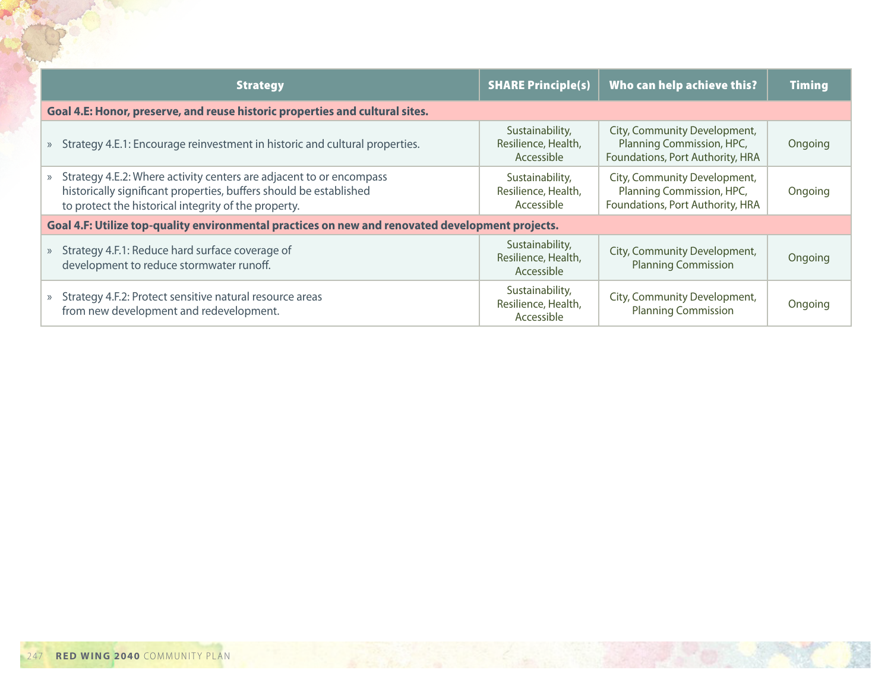| Strategy | SHARE Principle(s) | Who can help achieve this? | Timing |
|---|---|---|---|
| **Goal 4.E: Honor, preserve, and reuse historic properties and cultural sites.** | | | |
| » Strategy 4.E.1: Encourage reinvestment in historic and cultural properties. | Sustainability, Resilience, Health, Accessible | City, Community Development, Planning Commission, HPC, Foundations, Port Authority, HRA | Ongoing |
| » Strategy 4.E.2: Where activity centers are adjacent to or encompass historically significant properties, buffers should be established to protect the historical integrity of the property. | Sustainability, Resilience, Health, Accessible | City, Community Development, Planning Commission, HPC, Foundations, Port Authority, HRA | Ongoing |
| **Goal 4.F: Utilize top-quality environmental practices on new and renovated development projects.** | | | |
| » Strategy 4.F.1: Reduce hard surface coverage of development to reduce stormwater runoff. | Sustainability, Resilience, Health, Accessible | City, Community Development, Planning Commission | Ongoing |
| » Strategy 4.F.2: Protect sensitive natural resource areas from new development and redevelopment. | Sustainability, Resilience, Health, Accessible | City, Community Development, Planning Commission | Ongoing |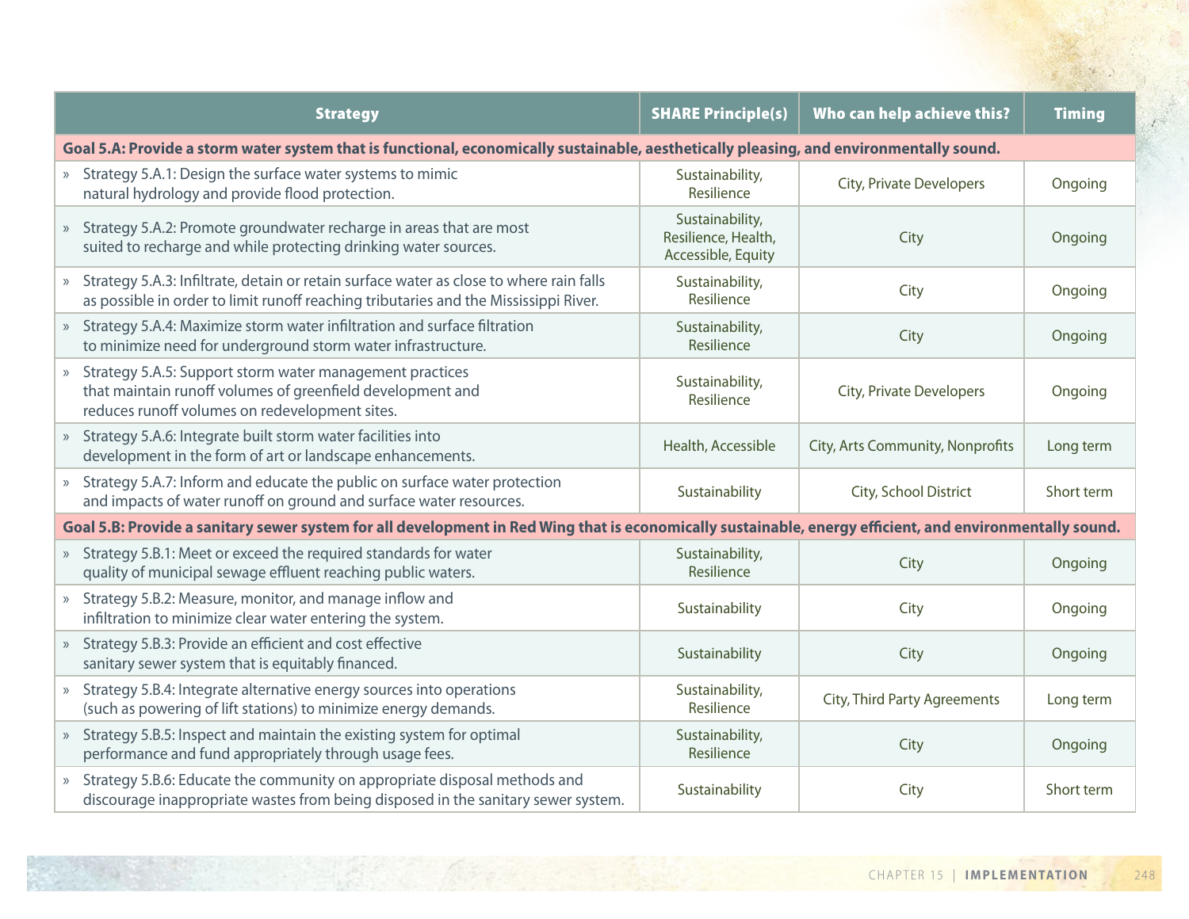| Strategy | SHARE Principle(s) | Who can help achieve this? | Timing |
|---|---|---|---|
| **Goal 5.A: Provide a storm water system that is functional, economically sustainable, aesthetically pleasing, and environmentally sound.** | | | |
| » Strategy 5.A.1: Design the surface water systems to mimic natural hydrology and provide flood protection. | Sustainability, Resilience | City, Private Developers | Ongoing |
| » Strategy 5.A.2: Promote groundwater recharge in areas that are most suited to recharge and while protecting drinking water sources. | Sustainability, Resilience, Health, Accessible, Equity | City | Ongoing |
| » Strategy 5.A.3: Infiltrate, detain or retain surface water as close to where rain falls as possible in order to limit runoff reaching tributaries and the Mississippi River. | Sustainability, Resilience | City | Ongoing |
| » Strategy 5.A.4: Maximize storm water infiltration and surface filtration to minimize need for underground storm water infrastructure. | Sustainability, Resilience | City | Ongoing |
| » Strategy 5.A.5: Support storm water management practices that maintain runoff volumes of greenfield development and reduces runoff volumes on redevelopment sites. | Sustainability, Resilience | City, Private Developers | Ongoing |
| » Strategy 5.A.6: Integrate built storm water facilities into development in the form of art or landscape enhancements. | Health, Accessible | City, Arts Community, Nonprofits | Long term |
| » Strategy 5.A.7: Inform and educate the public on surface water protection and impacts of water runoff on ground and surface water resources. | Sustainability | City, School District | Short term |
| **Goal 5.B: Provide a sanitary sewer system for all development in Red Wing that is economically sustainable, energy efficient, and environmentally sound.** | | | |
| » Strategy 5.B.1: Meet or exceed the required standards for water quality of municipal sewage effluent reaching public waters. | Sustainability, Resilience | City | Ongoing |
| » Strategy 5.B.2: Measure, monitor, and manage inflow and infiltration to minimize clear water entering the system. | Sustainability | City | Ongoing |
| » Strategy 5.B.3: Provide an efficient and cost effective sanitary sewer system that is equitably financed. | Sustainability | City | Ongoing |
| » Strategy 5.B.4: Integrate alternative energy sources into operations (such as powering of lift stations) to minimize energy demands. | Sustainability, Resilience | City, Third Party Agreements | Long term |
| » Strategy 5.B.5: Inspect and maintain the existing system for optimal performance and fund appropriately through usage fees. | Sustainability, Resilience | City | Ongoing |
| » Strategy 5.B.6: Educate the community on appropriate disposal methods and discourage inappropriate wastes from being disposed in the sanitary sewer system. | Sustainability | City | Short term |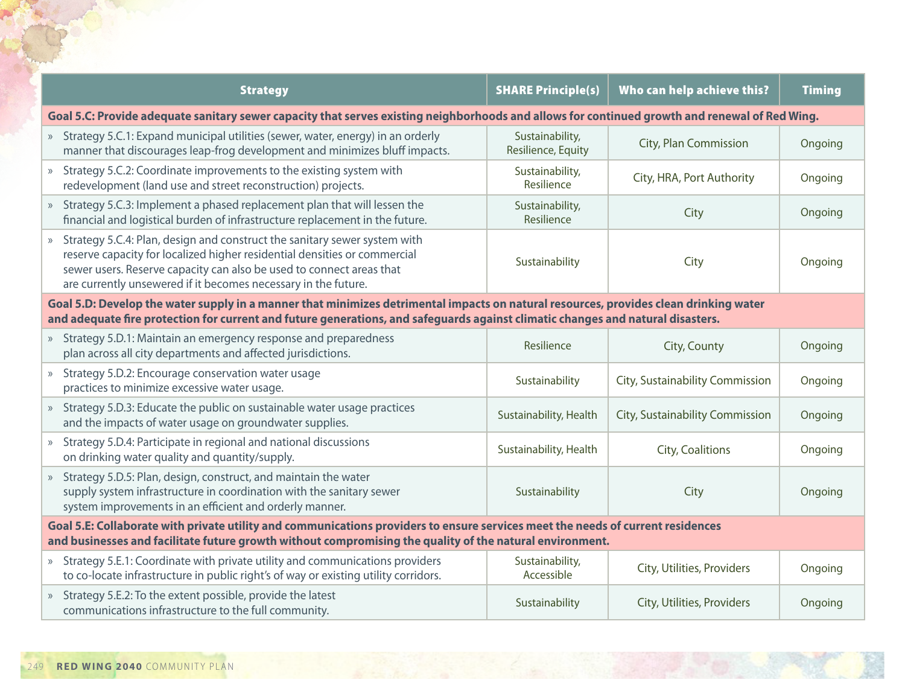| Strategy | SHARE Principle(s) | Who can help achieve this? | Timing |
|---|---|---|---|
| **Goal 5.C: Provide adequate sanitary sewer capacity that serves existing neighborhoods and allows for continued growth and renewal of Red Wing.** | | | |
| » Strategy 5.C.1: Expand municipal utilities (sewer, water, energy) in an orderly manner that discourages leap-frog development and minimizes bluff impacts. | Sustainability, Resilience, Equity | City, Plan Commission | Ongoing |
| » Strategy 5.C.2: Coordinate improvements to the existing system with redevelopment (land use and street reconstruction) projects. | Sustainability, Resilience | City, HRA, Port Authority | Ongoing |
| » Strategy 5.C.3: Implement a phased replacement plan that will lessen the financial and logistical burden of infrastructure replacement in the future. | Sustainability, Resilience | City | Ongoing |
| » Strategy 5.C.4: Plan, design and construct the sanitary sewer system with reserve capacity for localized higher residential densities or commercial sewer users. Reserve capacity can also be used to connect areas that are currently unsewered if it becomes necessary in the future. | Sustainability | City | Ongoing |
| **Goal 5.D: Develop the water supply in a manner that minimizes detrimental impacts on natural resources, provides clean drinking water and adequate fire protection for current and future generations, and safeguards against climatic changes and natural disasters.** | | | |
| » Strategy 5.D.1: Maintain an emergency response and preparedness plan across all city departments and affected jurisdictions. | Resilience | City, County | Ongoing |
| » Strategy 5.D.2: Encourage conservation water usage practices to minimize excessive water usage. | Sustainability | City, Sustainability Commission | Ongoing |
| » Strategy 5.D.3: Educate the public on sustainable water usage practices and the impacts of water usage on groundwater supplies. | Sustainability, Health | City, Sustainability Commission | Ongoing |
| » Strategy 5.D.4: Participate in regional and national discussions on drinking water quality and quantity/supply. | Sustainability, Health | City, Coalitions | Ongoing |
| » Strategy 5.D.5: Plan, design, construct, and maintain the water supply system infrastructure in coordination with the sanitary sewer system improvements in an efficient and orderly manner. | Sustainability | City | Ongoing |
| **Goal 5.E: Collaborate with private utility and communications providers to ensure services meet the needs of current residences and businesses and facilitate future growth without compromising the quality of the natural environment.** | | | |
| » Strategy 5.E.1: Coordinate with private utility and communications providers to co-locate infrastructure in public right's of way or existing utility corridors. | Sustainability, Accessible | City, Utilities, Providers | Ongoing |
| » Strategy 5.E.2: To the extent possible, provide the latest communications infrastructure to the full community. | Sustainability | City, Utilities, Providers | Ongoing |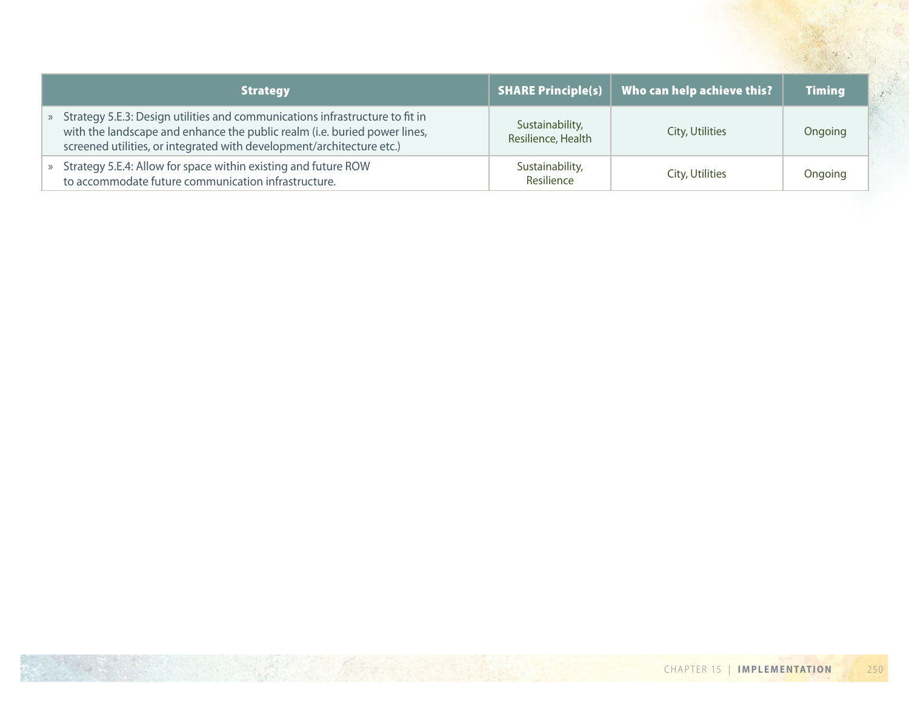| Strategy | SHARE Principle(s) | Who can help achieve this? | Timing |
|---|---|---|---|
| » Strategy 5.E.3: Design utilities and communications infrastructure to fit in with the landscape and enhance the public realm (i.e. buried power lines, screened utilities, or integrated with development/architecture etc.) | Sustainability, Resilience, Health | City, Utilities | Ongoing |
| » Strategy 5.E.4: Allow for space within existing and future ROW to accommodate future communication infrastructure. | Sustainability, Resilience | City, Utilities | Ongoing |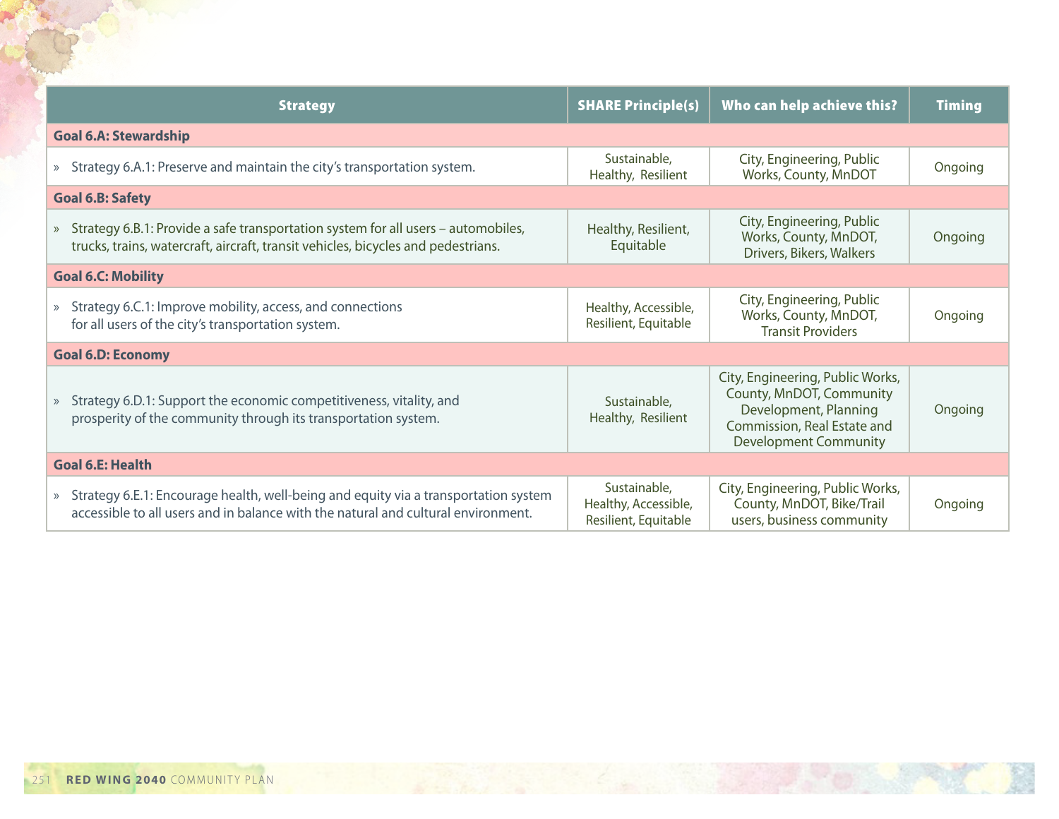| Strategy | SHARE Principle(s) | Who can help achieve this? | Timing |
|---|---|---|---|
| **Goal 6.A: Stewardship** | | | |
| » Strategy 6.A.1: Preserve and maintain the city's transportation system. | Sustainable, Healthy, Resilient | City, Engineering, Public Works, County, MnDOT | Ongoing |
| **Goal 6.B: Safety** | | | |
| » Strategy 6.B.1: Provide a safe transportation system for all users – automobiles, trucks, trains, watercraft, aircraft, transit vehicles, bicycles and pedestrians. | Healthy, Resilient, Equitable | City, Engineering, Public Works, County, MnDOT, Drivers, Bikers, Walkers | Ongoing |
| **Goal 6.C: Mobility** | | | |
| » Strategy 6.C.1: Improve mobility, access, and connections for all users of the city's transportation system. | Healthy, Accessible, Resilient, Equitable | City, Engineering, Public Works, County, MnDOT, Transit Providers | Ongoing |
| **Goal 6.D: Economy** | | | |
| » Strategy 6.D.1: Support the economic competitiveness, vitality, and prosperity of the community through its transportation system. | Sustainable, Healthy, Resilient | City, Engineering, Public Works, County, MnDOT, Community Development, Planning Commission, Real Estate and Development Community | Ongoing |
| **Goal 6.E: Health** | | | |
| » Strategy 6.E.1: Encourage health, well-being and equity via a transportation system accessible to all users and in balance with the natural and cultural environment. | Sustainable, Healthy, Accessible, Resilient, Equitable | City, Engineering, Public Works, County, MnDOT, Bike/Trail users, business community | Ongoing |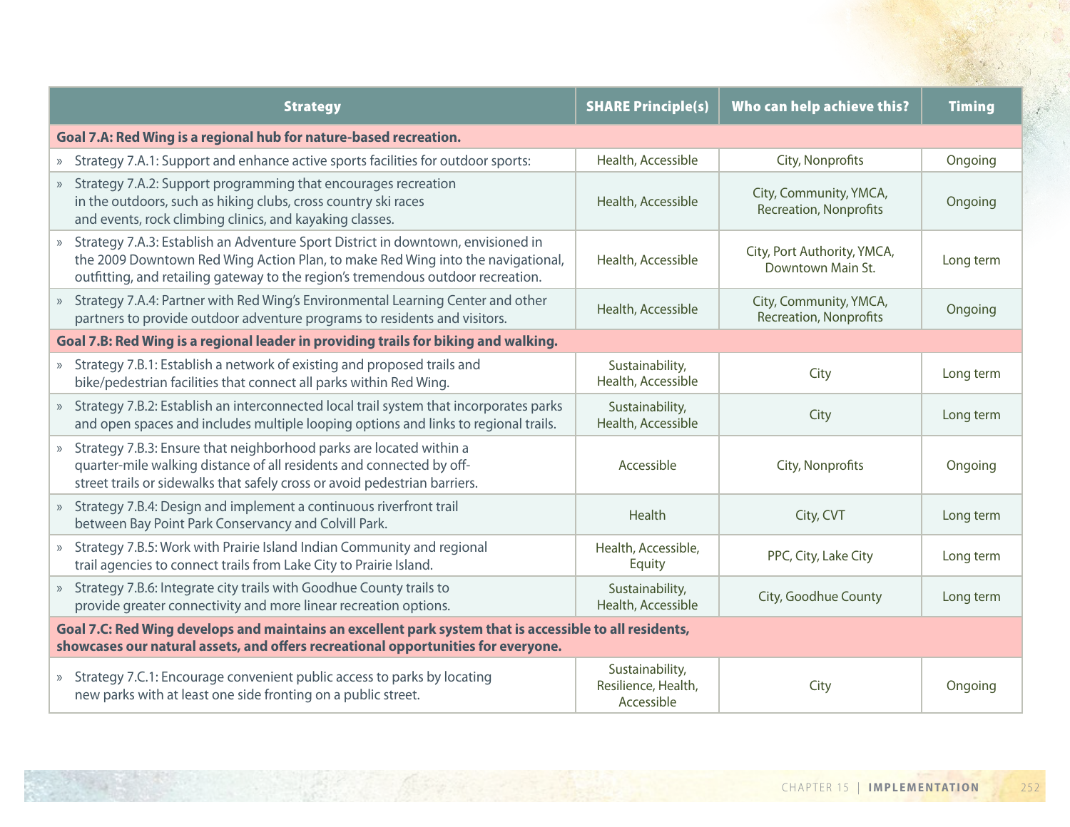| Strategy | SHARE Principle(s) | Who can help achieve this? | Timing |
|---|---|---|---|
| **Goal 7.A: Red Wing is a regional hub for nature-based recreation.** | | | |
| » Strategy 7.A.1: Support and enhance active sports facilities for outdoor sports: | Health, Accessible | City, Nonprofits | Ongoing |
| » Strategy 7.A.2: Support programming that encourages recreation in the outdoors, such as hiking clubs, cross country ski races and events, rock climbing clinics, and kayaking classes. | Health, Accessible | City, Community, YMCA, Recreation, Nonprofits | Ongoing |
| » Strategy 7.A.3: Establish an Adventure Sport District in downtown, envisioned in the 2009 Downtown Red Wing Action Plan, to make Red Wing into the navigational, outfitting, and retailing gateway to the region's tremendous outdoor recreation. | Health, Accessible | City, Port Authority, YMCA, Downtown Main St. | Long term |
| » Strategy 7.A.4: Partner with Red Wing's Environmental Learning Center and other partners to provide outdoor adventure programs to residents and visitors. | Health, Accessible | City, Community, YMCA, Recreation, Nonprofits | Ongoing |
| **Goal 7.B: Red Wing is a regional leader in providing trails for biking and walking.** | | | |
| » Strategy 7.B.1: Establish a network of existing and proposed trails and bike/pedestrian facilities that connect all parks within Red Wing. | Sustainability, Health, Accessible | City | Long term |
| » Strategy 7.B.2: Establish an interconnected local trail system that incorporates parks and open spaces and includes multiple looping options and links to regional trails. | Sustainability, Health, Accessible | City | Long term |
| » Strategy 7.B.3: Ensure that neighborhood parks are located within a quarter-mile walking distance of all residents and connected by off-street trails or sidewalks that safely cross or avoid pedestrian barriers. | Accessible | City, Nonprofits | Ongoing |
| » Strategy 7.B.4: Design and implement a continuous riverfront trail between Bay Point Park Conservancy and Colvill Park. | Health | City, CVT | Long term |
| » Strategy 7.B.5: Work with Prairie Island Indian Community and regional trail agencies to connect trails from Lake City to Prairie Island. | Health, Accessible, Equity | PPC, City, Lake City | Long term |
| » Strategy 7.B.6: Integrate city trails with Goodhue County trails to provide greater connectivity and more linear recreation options. | Sustainability, Health, Accessible | City, Goodhue County | Long term |
| **Goal 7.C: Red Wing develops and maintains an excellent park system that is accessible to all residents, showcases our natural assets, and offers recreational opportunities for everyone.** | | | |
| » Strategy 7.C.1: Encourage convenient public access to parks by locating new parks with at least one side fronting on a public street. | Sustainability, Resilience, Health, Accessible | City | Ongoing |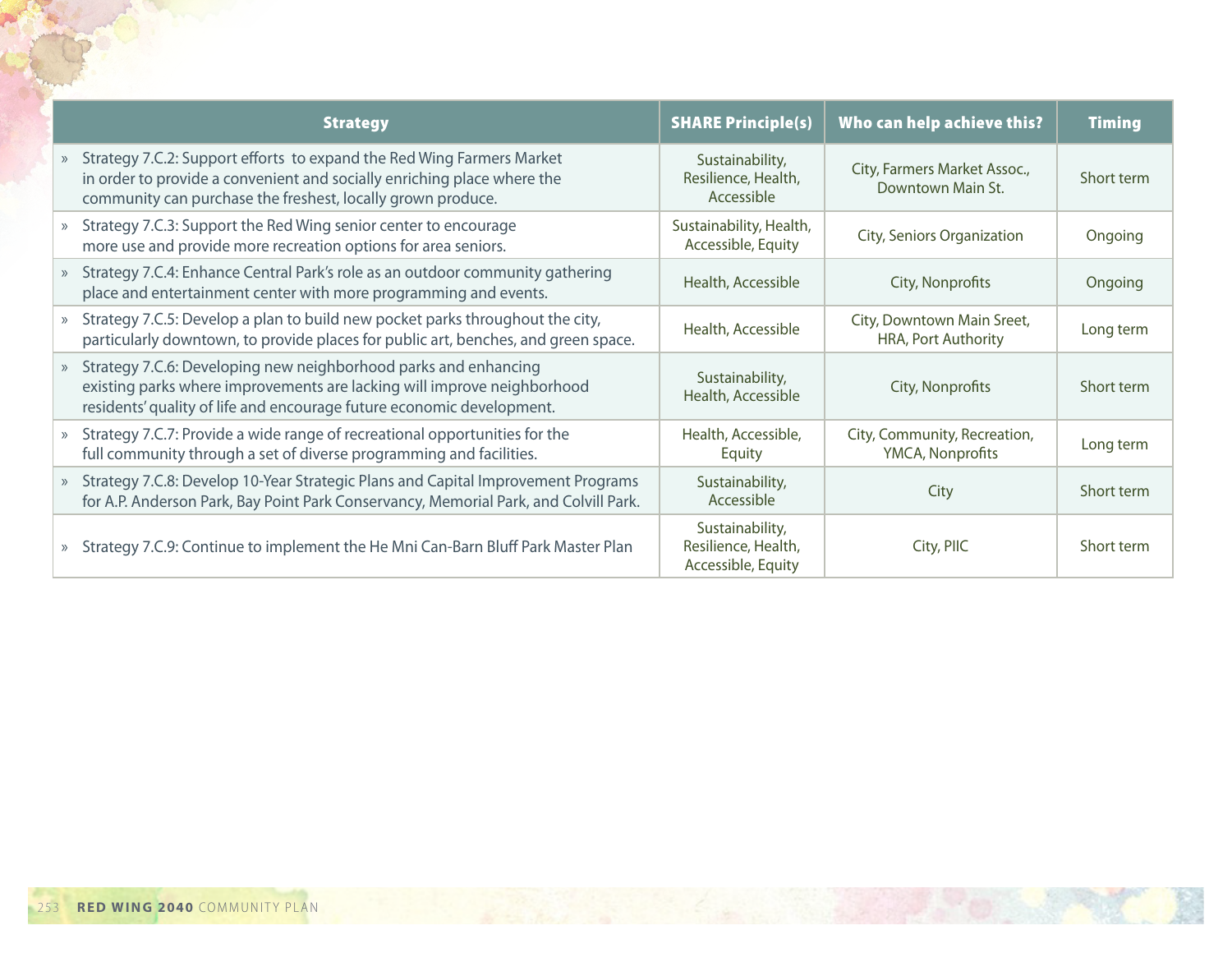| Strategy | SHARE Principle(s) | Who can help achieve this? | Timing |
|---|---|---|---|
| » Strategy 7.C.2: Support efforts to expand the Red Wing Farmers Market in order to provide a convenient and socially enriching place where the community can purchase the freshest, locally grown produce. | Sustainability, Resilience, Health, Accessible | City, Farmers Market Assoc., Downtown Main St. | Short term |
| » Strategy 7.C.3: Support the Red Wing senior center to encourage more use and provide more recreation options for area seniors. | Sustainability, Health, Accessible, Equity | City, Seniors Organization | Ongoing |
| » Strategy 7.C.4: Enhance Central Park's role as an outdoor community gathering place and entertainment center with more programming and events. | Health, Accessible | City, Nonprofits | Ongoing |
| » Strategy 7.C.5: Develop a plan to build new pocket parks throughout the city, particularly downtown, to provide places for public art, benches, and green space. | Health, Accessible | City, Downtown Main Sreet, HRA, Port Authority | Long term |
| » Strategy 7.C.6: Developing new neighborhood parks and enhancing existing parks where improvements are lacking will improve neighborhood residents' quality of life and encourage future economic development. | Sustainability, Health, Accessible | City, Nonprofits | Short term |
| » Strategy 7.C.7: Provide a wide range of recreational opportunities for the full community through a set of diverse programming and facilities. | Health, Accessible, Equity | City, Community, Recreation, YMCA, Nonprofits | Long term |
| » Strategy 7.C.8: Develop 10-Year Strategic Plans and Capital Improvement Programs for A.P. Anderson Park, Bay Point Park Conservancy, Memorial Park, and Colvill Park. | Sustainability, Accessible | City | Short term |
| » Strategy 7.C.9: Continue to implement the He Mni Can-Barn Bluff Park Master Plan | Sustainability, Resilience, Health, Accessible, Equity | City, PIIC | Short term |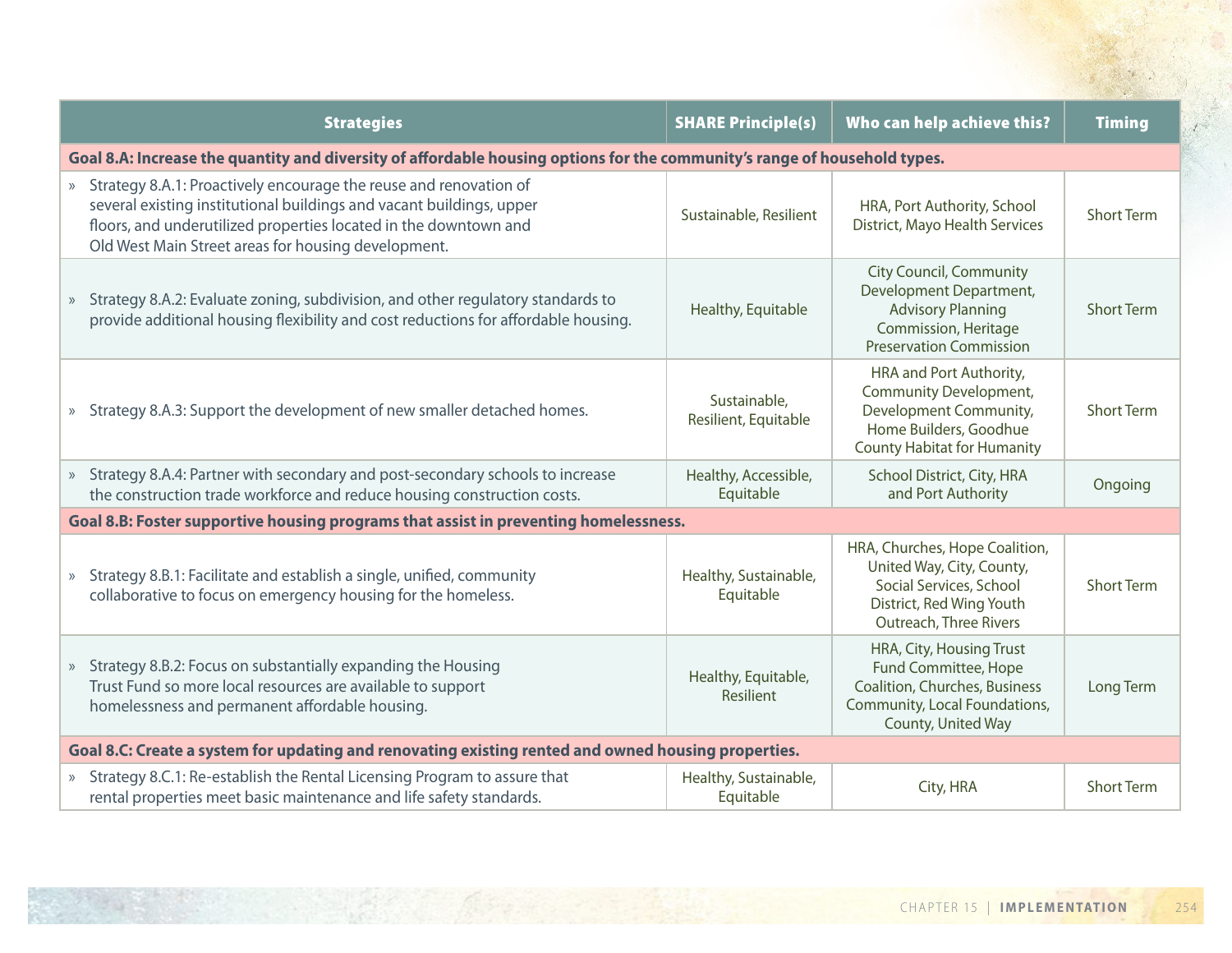| Strategies | SHARE Principle(s) | Who can help achieve this? | Timing |
|---|---|---|---|
| **Goal 8.A: Increase the quantity and diversity of affordable housing options for the community's range of household types.** | | | |
| » Strategy 8.A.1: Proactively encourage the reuse and renovation of several existing institutional buildings and vacant buildings, upper floors, and underutilized properties located in the downtown and Old West Main Street areas for housing development. | Sustainable, Resilient | HRA, Port Authority, School District, Mayo Health Services | Short Term |
| » Strategy 8.A.2: Evaluate zoning, subdivision, and other regulatory standards to provide additional housing flexibility and cost reductions for affordable housing. | Healthy, Equitable | City Council, Community Development Department, Advisory Planning Commission, Heritage Preservation Commission | Short Term |
| » Strategy 8.A.3: Support the development of new smaller detached homes. | Sustainable, Resilient, Equitable | HRA and Port Authority, Community Development, Development Community, Home Builders, Goodhue County Habitat for Humanity | Short Term |
| » Strategy 8.A.4: Partner with secondary and post-secondary schools to increase the construction trade workforce and reduce housing construction costs. | Healthy, Accessible, Equitable | School District, City, HRA and Port Authority | Ongoing |
| **Goal 8.B: Foster supportive housing programs that assist in preventing homelessness.** | | | |
| » Strategy 8.B.1: Facilitate and establish a single, unified, community collaborative to focus on emergency housing for the homeless. | Healthy, Sustainable, Equitable | HRA, Churches, Hope Coalition, United Way, City, County, Social Services, School District, Red Wing Youth Outreach, Three Rivers | Short Term |
| » Strategy 8.B.2: Focus on substantially expanding the Housing Trust Fund so more local resources are available to support homelessness and permanent affordable housing. | Healthy, Equitable, Resilient | HRA, City, Housing Trust Fund Committee, Hope Coalition, Churches, Business Community, Local Foundations, County, United Way | Long Term |
| **Goal 8.C: Create a system for updating and renovating existing rented and owned housing properties.** | | | |
| » Strategy 8.C.1: Re-establish the Rental Licensing Program to assure that rental properties meet basic maintenance and life safety standards. | Healthy, Sustainable, Equitable | City, HRA | Short Term |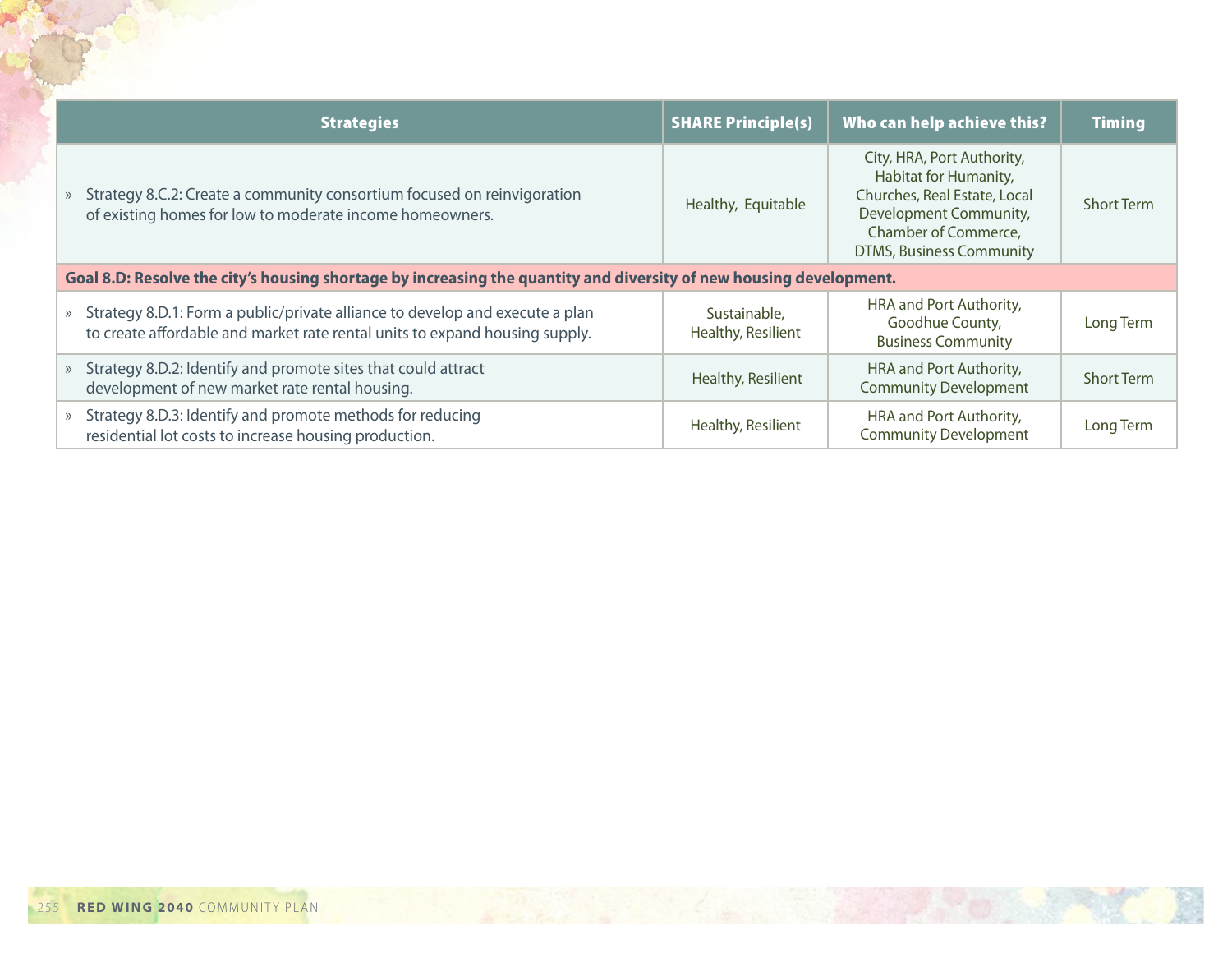| Strategies | SHARE Principle(s) | Who can help achieve this? | Timing |
|---|---|---|---|
| » Strategy 8.C.2: Create a community consortium focused on reinvigoration of existing homes for low to moderate income homeowners. | Healthy, Equitable | City, HRA, Port Authority, Habitat for Humanity, Churches, Real Estate, Local Development Community, Chamber of Commerce, DTMS, Business Community | Short Term |
| **Goal 8.D: Resolve the city's housing shortage by increasing the quantity and diversity of new housing development.** | | | |
| » Strategy 8.D.1: Form a public/private alliance to develop and execute a plan to create affordable and market rate rental units to expand housing supply. | Sustainable, Healthy, Resilient | HRA and Port Authority, Goodhue County, Business Community | Long Term |
| » Strategy 8.D.2: Identify and promote sites that could attract development of new market rate rental housing. | Healthy, Resilient | HRA and Port Authority, Community Development | Short Term |
| » Strategy 8.D.3: Identify and promote methods for reducing residential lot costs to increase housing production. | Healthy, Resilient | HRA and Port Authority, Community Development | Long Term |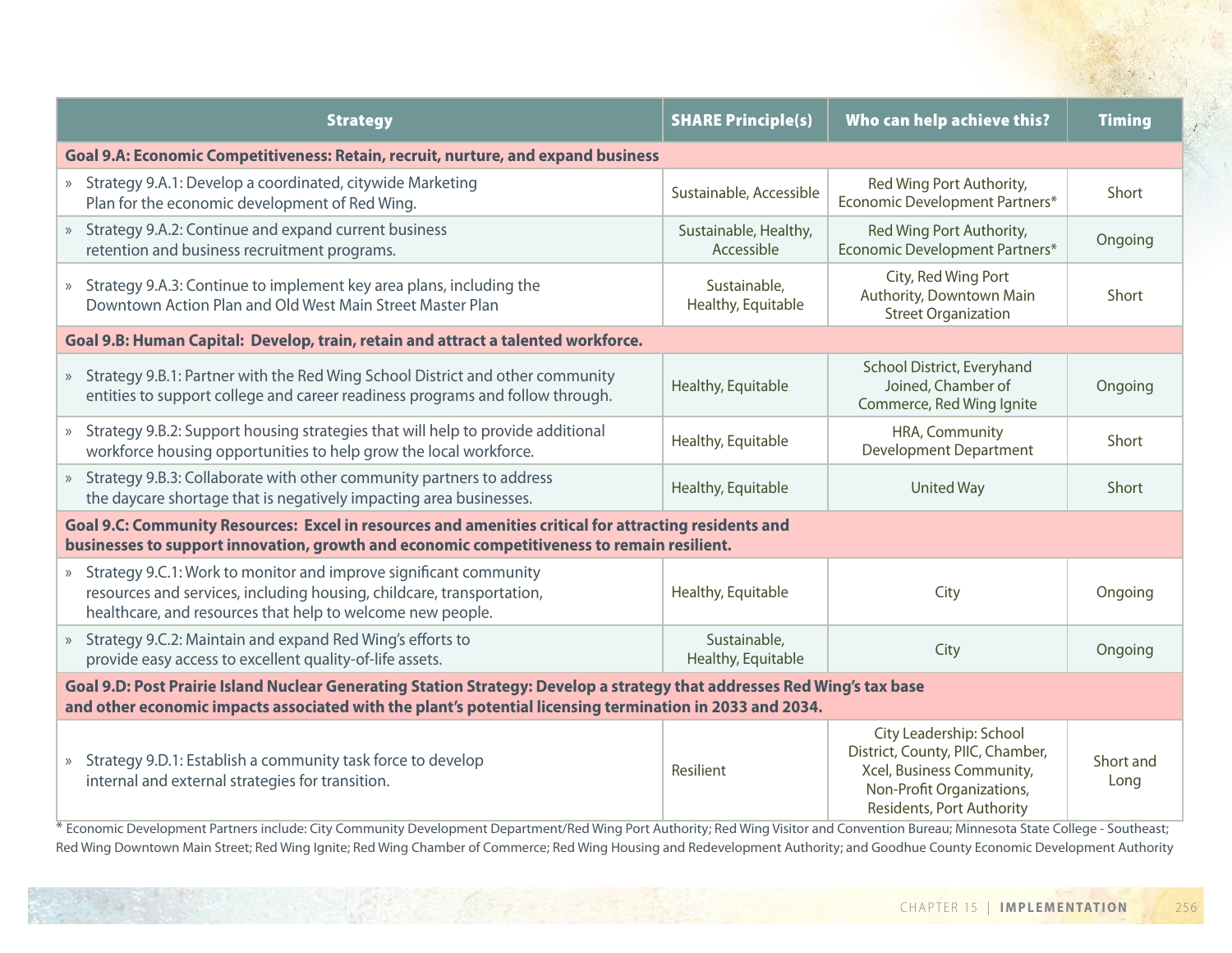| Strategy | SHARE Principle(s) | Who can help achieve this? | Timing |
|---|---|---|---|
| **Goal 9.A: Economic Competitiveness: Retain, recruit, nurture, and expand business** | | | |
| » Strategy 9.A.1: Develop a coordinated, citywide Marketing Plan for the economic development of Red Wing. | Sustainable, Accessible | Red Wing Port Authority, Economic Development Partners* | Short |
| » Strategy 9.A.2: Continue and expand current business retention and business recruitment programs. | Sustainable, Healthy, Accessible | Red Wing Port Authority, Economic Development Partners* | Ongoing |
| » Strategy 9.A.3: Continue to implement key area plans, including the Downtown Action Plan and Old West Main Street Master Plan | Sustainable, Healthy, Equitable | City, Red Wing Port Authority, Downtown Main Street Organization | Short |
| **Goal 9.B: Human Capital: Develop, train, retain and attract a talented workforce.** | | | |
| » Strategy 9.B.1: Partner with the Red Wing School District and other community entities to support college and career readiness programs and follow through. | Healthy, Equitable | School District, Everyhand Joined, Chamber of Commerce, Red Wing Ignite | Ongoing |
| » Strategy 9.B.2: Support housing strategies that will help to provide additional workforce housing opportunities to help grow the local workforce. | Healthy, Equitable | HRA, Community Development Department | Short |
| » Strategy 9.B.3: Collaborate with other community partners to address the daycare shortage that is negatively impacting area businesses. | Healthy, Equitable | United Way | Short |
| **Goal 9.C: Community Resources: Excel in resources and amenities critical for attracting residents and businesses to support innovation, growth and economic competitiveness to remain resilient.** | | | |
| » Strategy 9.C.1: Work to monitor and improve significant community resources and services, including housing, childcare, transportation, healthcare, and resources that help to welcome new people. | Healthy, Equitable | City | Ongoing |
| » Strategy 9.C.2: Maintain and expand Red Wing's efforts to provide easy access to excellent quality-of-life assets. | Sustainable, Healthy, Equitable | City | Ongoing |
| **Goal 9.D: Post Prairie Island Nuclear Generating Station Strategy: Develop a strategy that addresses Red Wing's tax base and other economic impacts associated with the plant's potential licensing termination in 2033 and 2034.** | | | |
| » Strategy 9.D.1: Establish a community task force to develop internal and external strategies for transition. | Resilient | City Leadership: School District, County, PIIC, Chamber, Xcel, Business Community, Non-Profit Organizations, Residents, Port Authority | Short and Long |

* Economic Development Partners include: City Community Development Department/Red Wing Port Authority; Red Wing Visitor and Convention Bureau; Minnesota State College - Southeast; Red Wing Downtown Main Street; Red Wing Ignite; Red Wing Chamber of Commerce; Red Wing Housing and Redevelopment Authority; and Goodhue County Economic Development Authority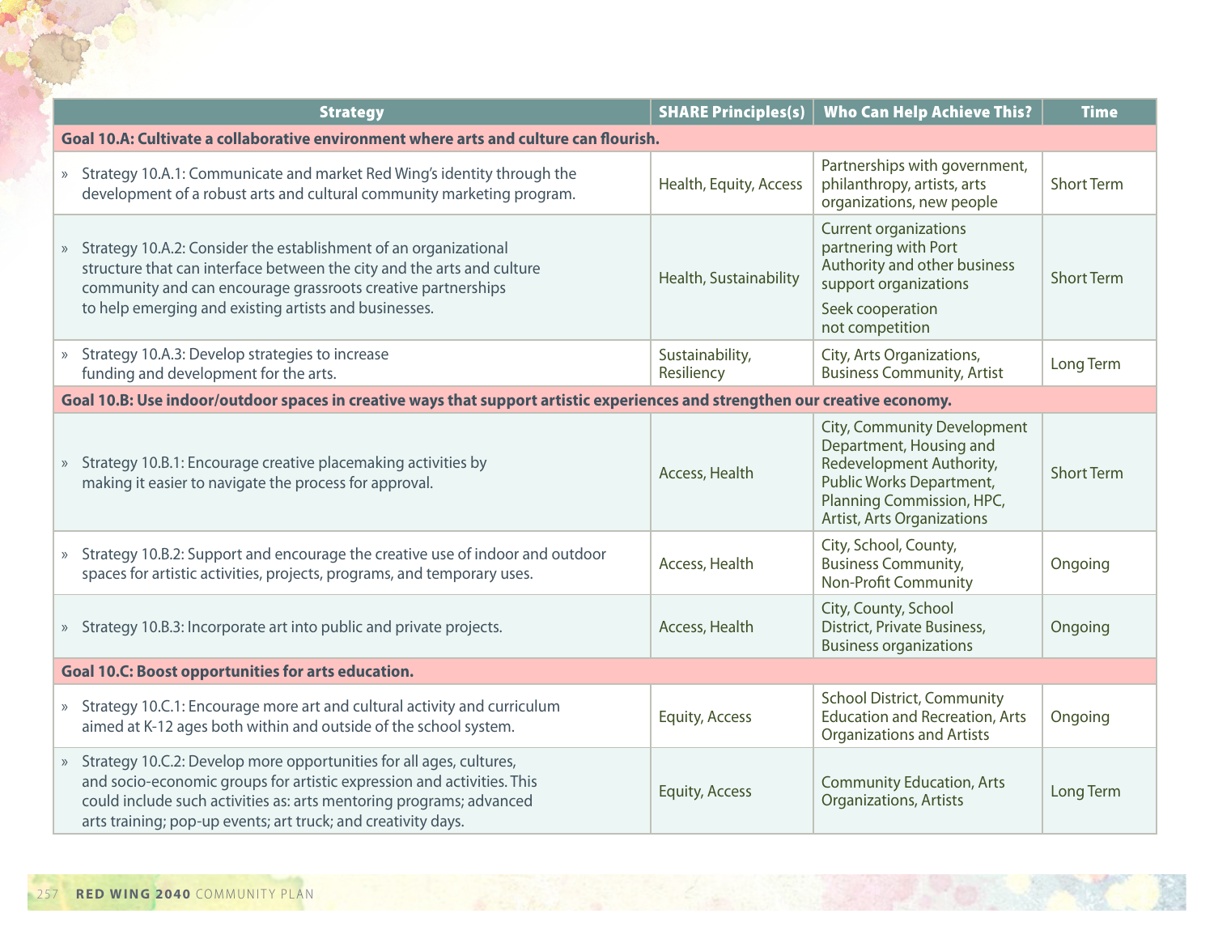| Strategy | SHARE Principles(s) | Who Can Help Achieve This? | Time |
|---|---|---|---|
| **Goal 10.A: Cultivate a collaborative environment where arts and culture can flourish.** | | | |
| » Strategy 10.A.1: Communicate and market Red Wing's identity through the development of a robust arts and cultural community marketing program. | Health, Equity, Access | Partnerships with government, philanthropy, artists, arts organizations, new people | Short Term |
| » Strategy 10.A.2: Consider the establishment of an organizational structure that can interface between the city and the arts and culture community and can encourage grassroots creative partnerships to help emerging and existing artists and businesses. | Health, Sustainability | Current organizations partnering with Port Authority and other business support organizations<br>Seek cooperation not competition | Short Term |
| » Strategy 10.A.3: Develop strategies to increase funding and development for the arts. | Sustainability, Resiliency | City, Arts Organizations, Business Community, Artist | Long Term |
| **Goal 10.B: Use indoor/outdoor spaces in creative ways that support artistic experiences and strengthen our creative economy.** | | | |
| » Strategy 10.B.1: Encourage creative placemaking activities by making it easier to navigate the process for approval. | Access, Health | City, Community Development Department, Housing and Redevelopment Authority, Public Works Department, Planning Commission, HPC, Artist, Arts Organizations | Short Term |
| » Strategy 10.B.2: Support and encourage the creative use of indoor and outdoor spaces for artistic activities, projects, programs, and temporary uses. | Access, Health | City, School, County, Business Community, Non-Profit Community | Ongoing |
| » Strategy 10.B.3: Incorporate art into public and private projects. | Access, Health | City, County, School District, Private Business, Business organizations | Ongoing |
| **Goal 10.C: Boost opportunities for arts education.** | | | |
| » Strategy 10.C.1: Encourage more art and cultural activity and curriculum aimed at K-12 ages both within and outside of the school system. | Equity, Access | School District, Community Education and Recreation, Arts Organizations and Artists | Ongoing |
| » Strategy 10.C.2: Develop more opportunities for all ages, cultures, and socio-economic groups for artistic expression and activities. This could include such activities as: arts mentoring programs; advanced arts training; pop-up events; art truck; and creativity days. | Equity, Access | Community Education, Arts Organizations, Artists | Long Term |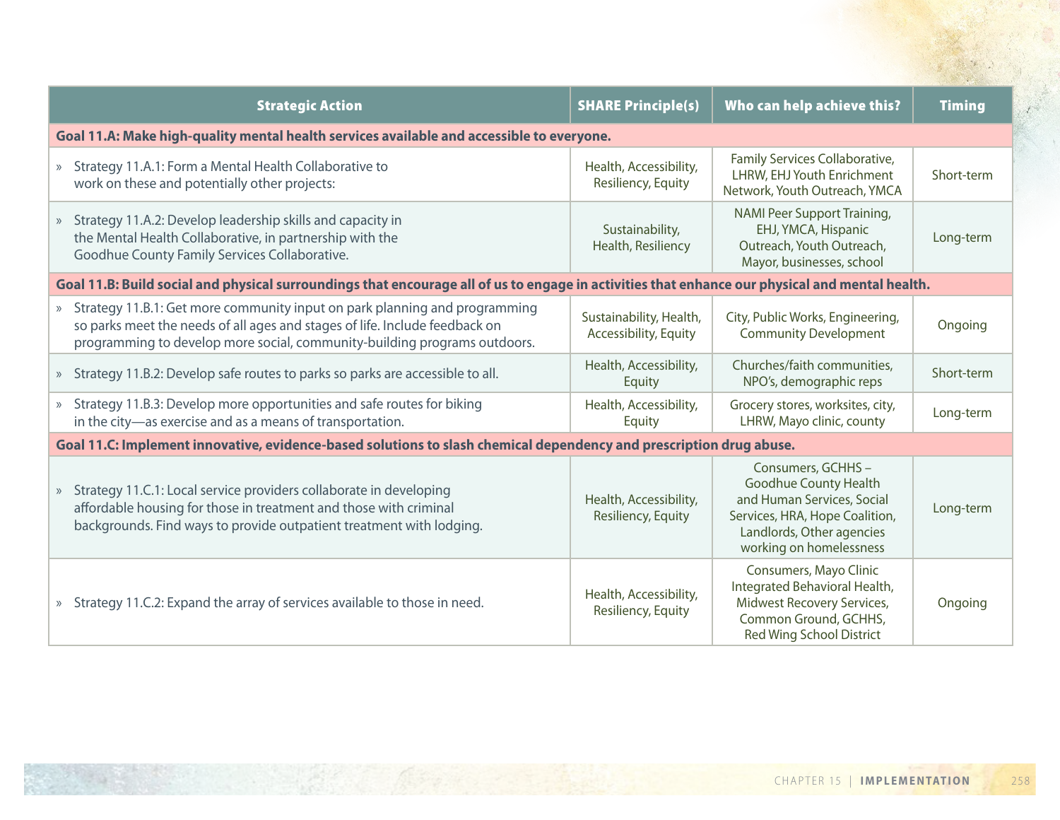| Strategic Action | SHARE Principle(s) | Who can help achieve this? | Timing |
|---|---|---|---|
| **Goal 11.A: Make high-quality mental health services available and accessible to everyone.** | | | |
| » Strategy 11.A.1: Form a Mental Health Collaborative to work on these and potentially other projects: | Health, Accessibility, Resiliency, Equity | Family Services Collaborative, LHRW, EHJ Youth Enrichment Network, Youth Outreach, YMCA | Short-term |
| » Strategy 11.A.2: Develop leadership skills and capacity in the Mental Health Collaborative, in partnership with the Goodhue County Family Services Collaborative. | Sustainability, Health, Resiliency | NAMI Peer Support Training, EHJ, YMCA, Hispanic Outreach, Youth Outreach, Mayor, businesses, school | Long-term |
| **Goal 11.B: Build social and physical surroundings that encourage all of us to engage in activities that enhance our physical and mental health.** | | | |
| » Strategy 11.B.1: Get more community input on park planning and programming so parks meet the needs of all ages and stages of life. Include feedback on programming to develop more social, community-building programs outdoors. | Sustainability, Health, Accessibility, Equity | City, Public Works, Engineering, Community Development | Ongoing |
| » Strategy 11.B.2: Develop safe routes to parks so parks are accessible to all. | Health, Accessibility, Equity | Churches/faith communities, NPO's, demographic reps | Short-term |
| » Strategy 11.B.3: Develop more opportunities and safe routes for biking in the city—as exercise and as a means of transportation. | Health, Accessibility, Equity | Grocery stores, worksites, city, LHRW, Mayo clinic, county | Long-term |
| **Goal 11.C: Implement innovative, evidence-based solutions to slash chemical dependency and prescription drug abuse.** | | | |
| » Strategy 11.C.1: Local service providers collaborate in developing affordable housing for those in treatment and those with criminal backgrounds. Find ways to provide outpatient treatment with lodging. | Health, Accessibility, Resiliency, Equity | Consumers, GCHHS – Goodhue County Health and Human Services, Social Services, HRA, Hope Coalition, Landlords, Other agencies working on homelessness | Long-term |
| » Strategy 11.C.2: Expand the array of services available to those in need. | Health, Accessibility, Resiliency, Equity | Consumers, Mayo Clinic Integrated Behavioral Health, Midwest Recovery Services, Common Ground, GCHHS, Red Wing School District | Ongoing |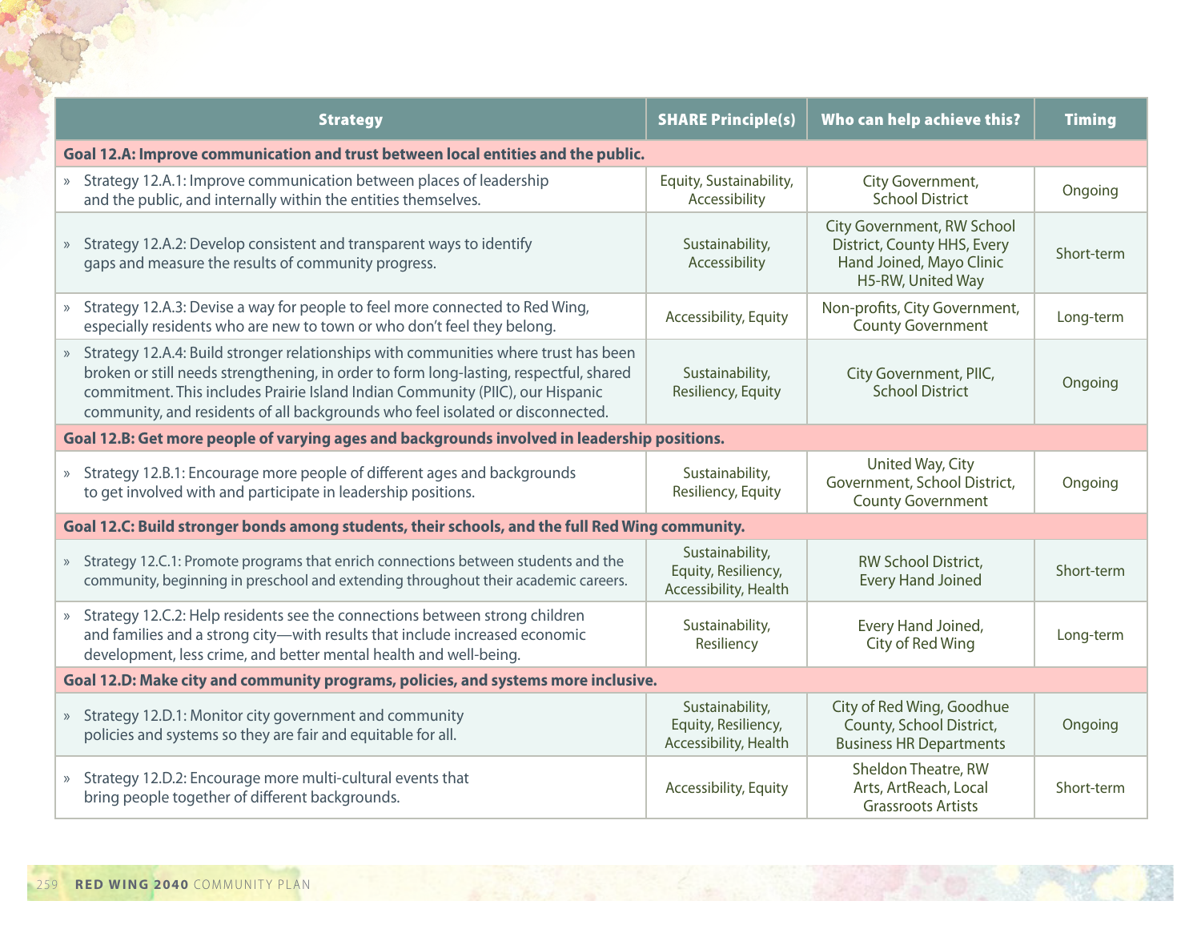| Strategy | SHARE Principle(s) | Who can help achieve this? | Timing |
|---|---|---|---|
| **Goal 12.A: Improve communication and trust between local entities and the public.** | | | |
| » Strategy 12.A.1: Improve communication between places of leadership and the public, and internally within the entities themselves. | Equity, Sustainability, Accessibility | City Government, School District | Ongoing |
| » Strategy 12.A.2: Develop consistent and transparent ways to identify gaps and measure the results of community progress. | Sustainability, Accessibility | City Government, RW School District, County HHS, Every Hand Joined, Mayo Clinic H5-RW, United Way | Short-term |
| » Strategy 12.A.3: Devise a way for people to feel more connected to Red Wing, especially residents who are new to town or who don't feel they belong. | Accessibility, Equity | Non-profits, City Government, County Government | Long-term |
| » Strategy 12.A.4: Build stronger relationships with communities where trust has been broken or still needs strengthening, in order to form long-lasting, respectful, shared commitment. This includes Prairie Island Indian Community (PIIC), our Hispanic community, and residents of all backgrounds who feel isolated or disconnected. | Sustainability, Resiliency, Equity | City Government, PIIC, School District | Ongoing |
| **Goal 12.B: Get more people of varying ages and backgrounds involved in leadership positions.** | | | |
| » Strategy 12.B.1: Encourage more people of different ages and backgrounds to get involved with and participate in leadership positions. | Sustainability, Resiliency, Equity | United Way, City Government, School District, County Government | Ongoing |
| **Goal 12.C: Build stronger bonds among students, their schools, and the full Red Wing community.** | | | |
| » Strategy 12.C.1: Promote programs that enrich connections between students and the community, beginning in preschool and extending throughout their academic careers. | Sustainability, Equity, Resiliency, Accessibility, Health | RW School District, Every Hand Joined | Short-term |
| » Strategy 12.C.2: Help residents see the connections between strong children and families and a strong city—with results that include increased economic development, less crime, and better mental health and well-being. | Sustainability, Resiliency | Every Hand Joined, City of Red Wing | Long-term |
| **Goal 12.D: Make city and community programs, policies, and systems more inclusive.** | | | |
| » Strategy 12.D.1: Monitor city government and community policies and systems so they are fair and equitable for all. | Sustainability, Equity, Resiliency, Accessibility, Health | City of Red Wing, Goodhue County, School District, Business HR Departments | Ongoing |
| » Strategy 12.D.2: Encourage more multi-cultural events that bring people together of different backgrounds. | Accessibility, Equity | Sheldon Theatre, RW Arts, ArtReach, Local Grassroots Artists | Short-term |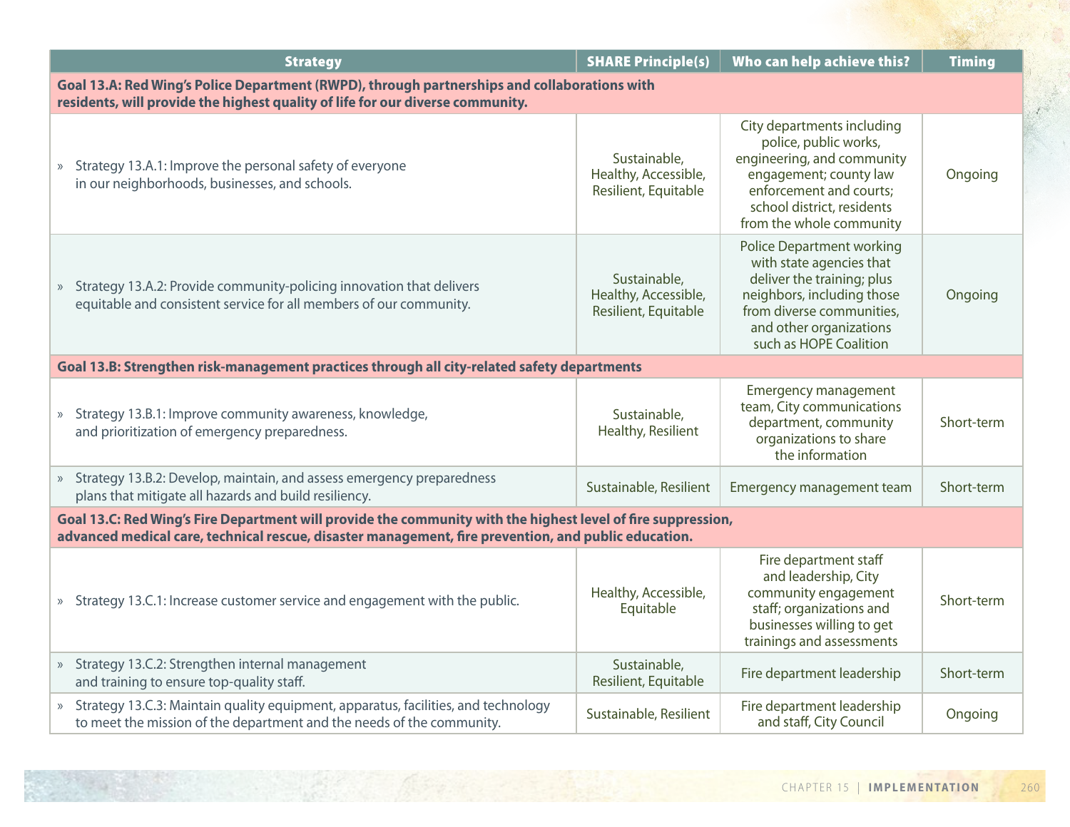| Strategy | SHARE Principle(s) | Who can help achieve this? | Timing |
|---|---|---|---|
| **Goal 13.A: Red Wing's Police Department (RWPD), through partnerships and collaborations with residents, will provide the highest quality of life for our diverse community.** | | | |
| » Strategy 13.A.1: Improve the personal safety of everyone in our neighborhoods, businesses, and schools. | Sustainable, Healthy, Accessible, Resilient, Equitable | City departments including police, public works, engineering, and community engagement; county law enforcement and courts; school district, residents from the whole community | Ongoing |
| » Strategy 13.A.2: Provide community-policing innovation that delivers equitable and consistent service for all members of our community. | Sustainable, Healthy, Accessible, Resilient, Equitable | Police Department working with state agencies that deliver the training; plus neighbors, including those from diverse communities, and other organizations such as HOPE Coalition | Ongoing |
| **Goal 13.B: Strengthen risk-management practices through all city-related safety departments** | | | |
| » Strategy 13.B.1: Improve community awareness, knowledge, and prioritization of emergency preparedness. | Sustainable, Healthy, Resilient | Emergency management team, City communications department, community organizations to share the information | Short-term |
| » Strategy 13.B.2: Develop, maintain, and assess emergency preparedness plans that mitigate all hazards and build resiliency. | Sustainable, Resilient | Emergency management team | Short-term |
| **Goal 13.C: Red Wing's Fire Department will provide the community with the highest level of fire suppression, advanced medical care, technical rescue, disaster management, fire prevention, and public education.** | | | |
| » Strategy 13.C.1: Increase customer service and engagement with the public. | Healthy, Accessible, Equitable | Fire department staff and leadership, City community engagement staff; organizations and businesses willing to get trainings and assessments | Short-term |
| » Strategy 13.C.2: Strengthen internal management and training to ensure top-quality staff. | Sustainable, Resilient, Equitable | Fire department leadership | Short-term |
| » Strategy 13.C.3: Maintain quality equipment, apparatus, facilities, and technology to meet the mission of the department and the needs of the community. | Sustainable, Resilient | Fire department leadership and staff, City Council | Ongoing |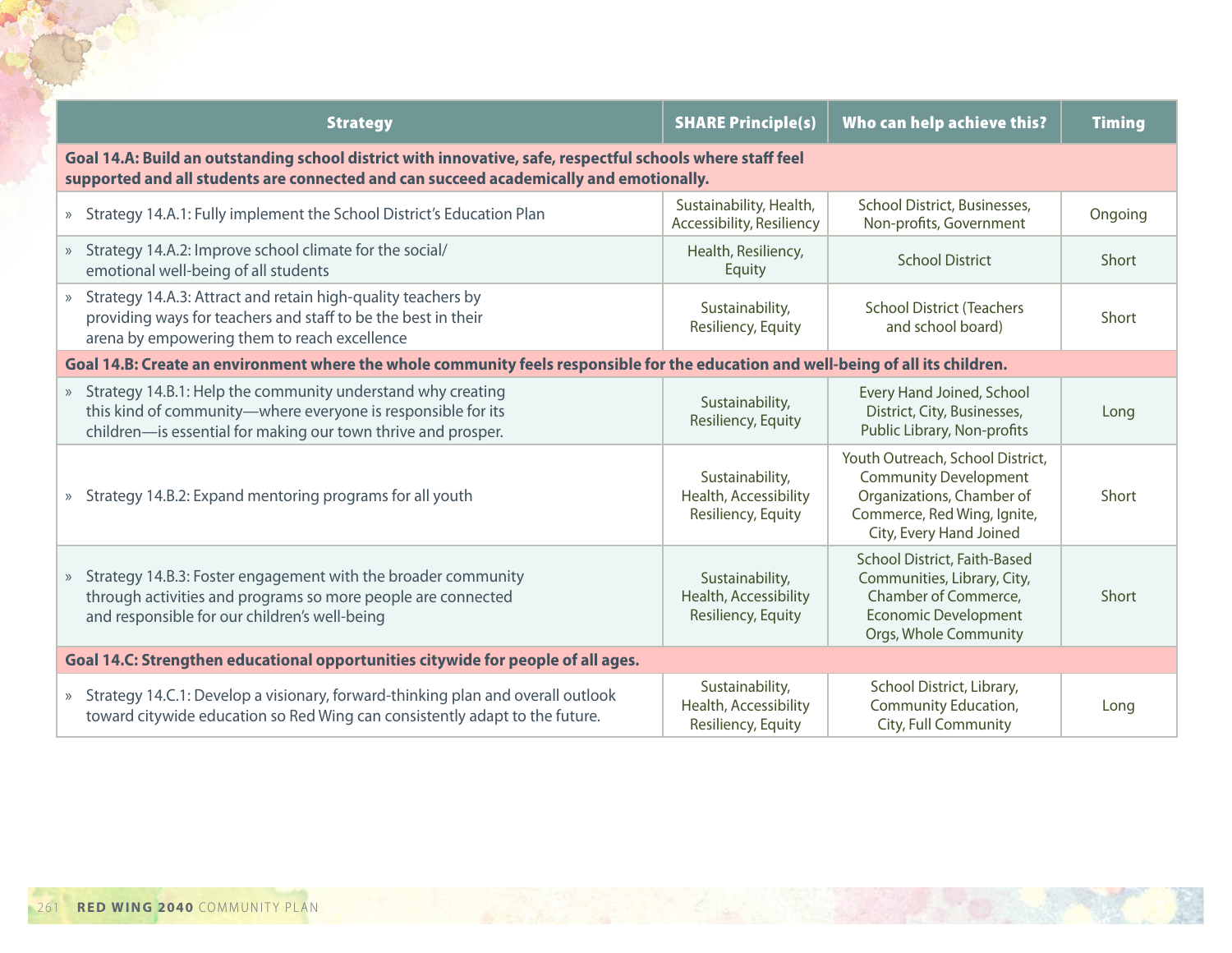| Strategy | SHARE Principle(s) | Who can help achieve this? | Timing |
|---|---|---|---|
| **Goal 14.A: Build an outstanding school district with innovative, safe, respectful schools where staff feel supported and all students are connected and can succeed academically and emotionally.** | | | |
| » Strategy 14.A.1: Fully implement the School District's Education Plan | Sustainability, Health, Accessibility, Resiliency | School District, Businesses, Non-profits, Government | Ongoing |
| » Strategy 14.A.2: Improve school climate for the social/emotional well-being of all students | Health, Resiliency, Equity | School District | Short |
| » Strategy 14.A.3: Attract and retain high-quality teachers by providing ways for teachers and staff to be the best in their arena by empowering them to reach excellence | Sustainability, Resiliency, Equity | School District (Teachers and school board) | Short |
| **Goal 14.B: Create an environment where the whole community feels responsible for the education and well-being of all its children.** | | | |
| » Strategy 14.B.1: Help the community understand why creating this kind of community—where everyone is responsible for its children—is essential for making our town thrive and prosper. | Sustainability, Resiliency, Equity | Every Hand Joined, School District, City, Businesses, Public Library, Non-profits | Long |
| » Strategy 14.B.2: Expand mentoring programs for all youth | Sustainability, Health, Accessibility Resiliency, Equity | Youth Outreach, School District, Community Development Organizations, Chamber of Commerce, Red Wing, Ignite, City, Every Hand Joined | Short |
| » Strategy 14.B.3: Foster engagement with the broader community through activities and programs so more people are connected and responsible for our children's well-being | Sustainability, Health, Accessibility Resiliency, Equity | School District, Faith-Based Communities, Library, City, Chamber of Commerce, Economic Development Orgs, Whole Community | Short |
| **Goal 14.C: Strengthen educational opportunities citywide for people of all ages.** | | | |
| » Strategy 14.C.1: Develop a visionary, forward-thinking plan and overall outlook toward citywide education so Red Wing can consistently adapt to the future. | Sustainability, Health, Accessibility Resiliency, Equity | School District, Library, Community Education, City, Full Community | Long |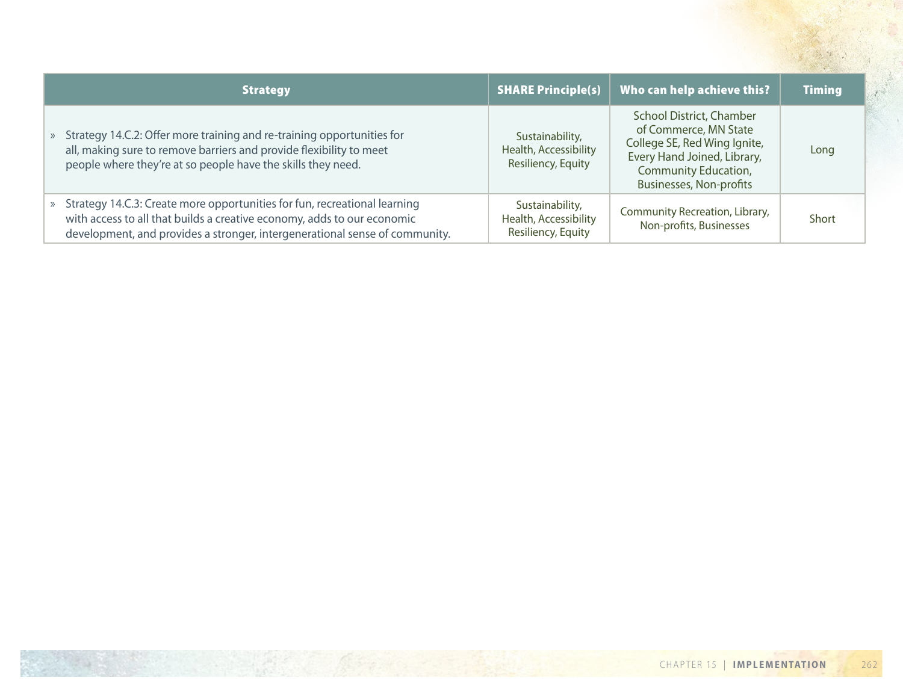| Strategy | SHARE Principle(s) | Who can help achieve this? | Timing |
|---|---|---|---|
| » Strategy 14.C.2: Offer more training and re-training opportunities for all, making sure to remove barriers and provide flexibility to meet people where they're at so people have the skills they need. | Sustainability, Health, Accessibility Resiliency, Equity | School District, Chamber of Commerce, MN State College SE, Red Wing Ignite, Every Hand Joined, Library, Community Education, Businesses, Non-profits | Long |
| » Strategy 14.C.3: Create more opportunities for fun, recreational learning with access to all that builds a creative economy, adds to our economic development, and provides a stronger, intergenerational sense of community. | Sustainability, Health, Accessibility Resiliency, Equity | Community Recreation, Library, Non-profits, Businesses | Short |